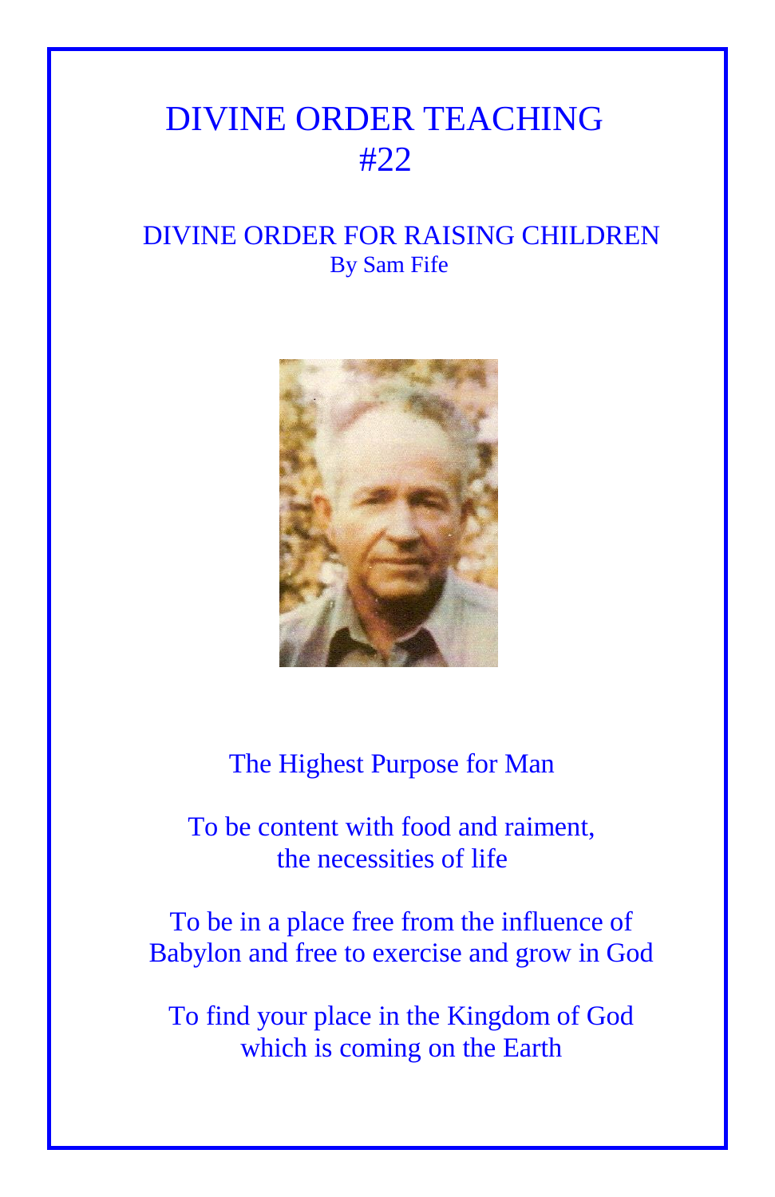# DIVINE ORDER TEACHING #22

## DIVINE ORDER FOR RAISING CHILDREN

By Sam Fife

The Highest Purpose for Man

To be content with food and raiment, the necessities of life

To be in a place free from the influence of Babylon and free to exercise and grow in God

To find your place in the Kingdom of God which is coming on the Earth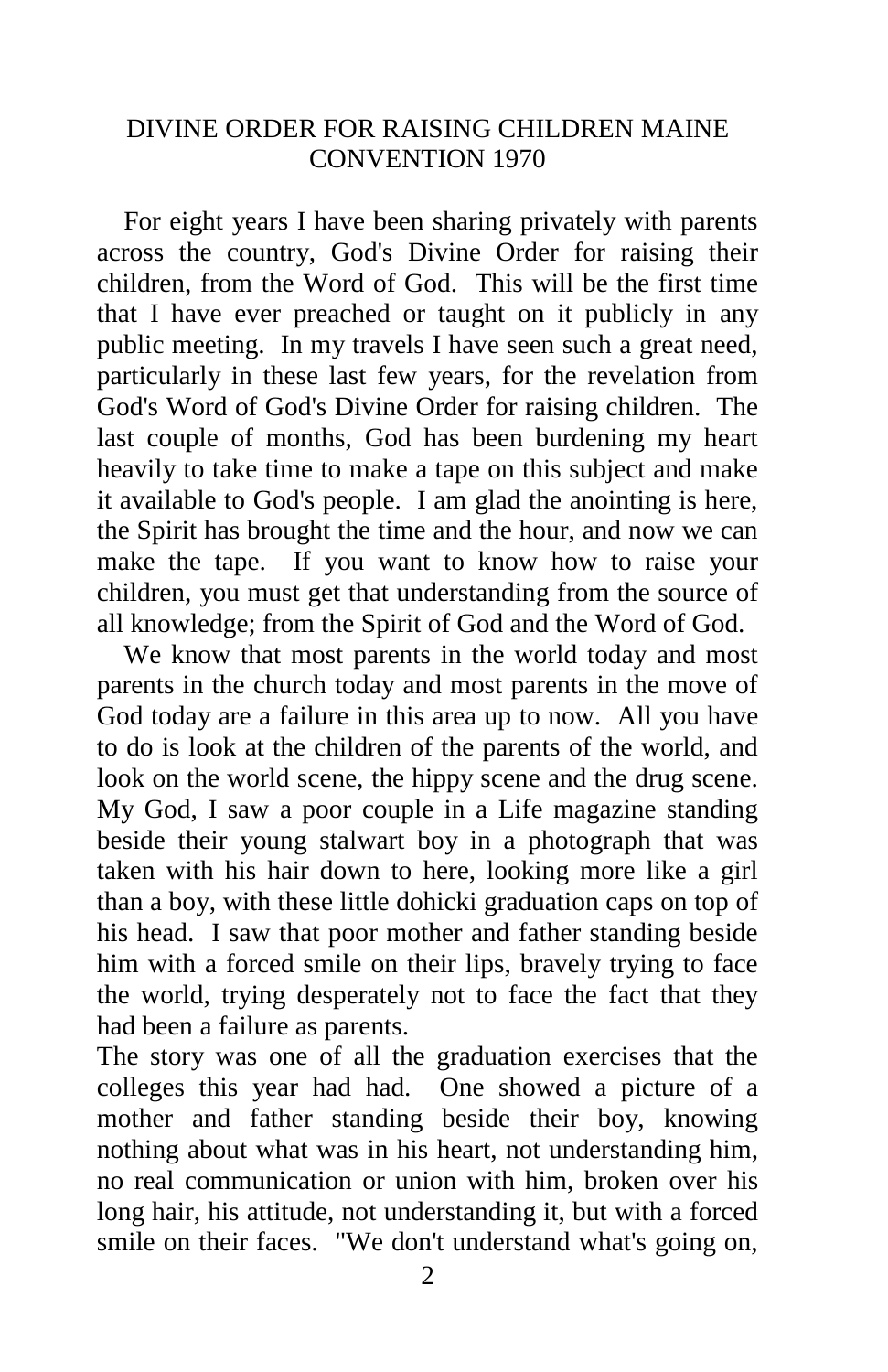# DIVINE ORDER FOR RAISING CHILDREN MAINE CONVENTION 1970

For eight years I have been sharing privately with parents across the country, God's Divine Order for raising their children, from the Word of God. This will be the first time that I have ever preached or taught on it publicly in any public meeting. In my travels I have seen such a great need, particularly in these last few years, for the revelation from God's Word of God's Divine Order for raising children. The last couple of months, God has been burdening my heart heavily to take time to make a tape on this subject and make it available to God's people. I am glad the anointing is here, the Spirit has brought the time and the hour, and now we can make the tape. If you want to know how to raise your children, you must get that understanding from the source of all knowledge; from the Spirit of God and the Word of God.

We know that most parents in the world today and most parents in the church today and most parents in the move of God today are a failure in this area up to now. All you have to do is look at the children of the parents of the world, and look on the world scene, the hippy scene and the drug scene. My God, I saw a poor couple in a Life magazine standing beside their young stalwart boy in a photograph that was taken with his hair down to here, looking more like a girl than a boy, with these little dohicki graduation caps on top of his head. I saw that poor mother and father standing beside him with a forced smile on their lips, bravely trying to face the world, trying desperately not to face the fact that they had been a failure as parents.

The story was one of all the graduation exercises that the colleges this year had had. One showed a picture of a mother and father standing beside their boy, knowing nothing about what was in his heart, not understanding him, no real communication or union with him, broken over his long hair, his attitude, not understanding it, but with a forced smile on their faces. "We don't understand what's going on,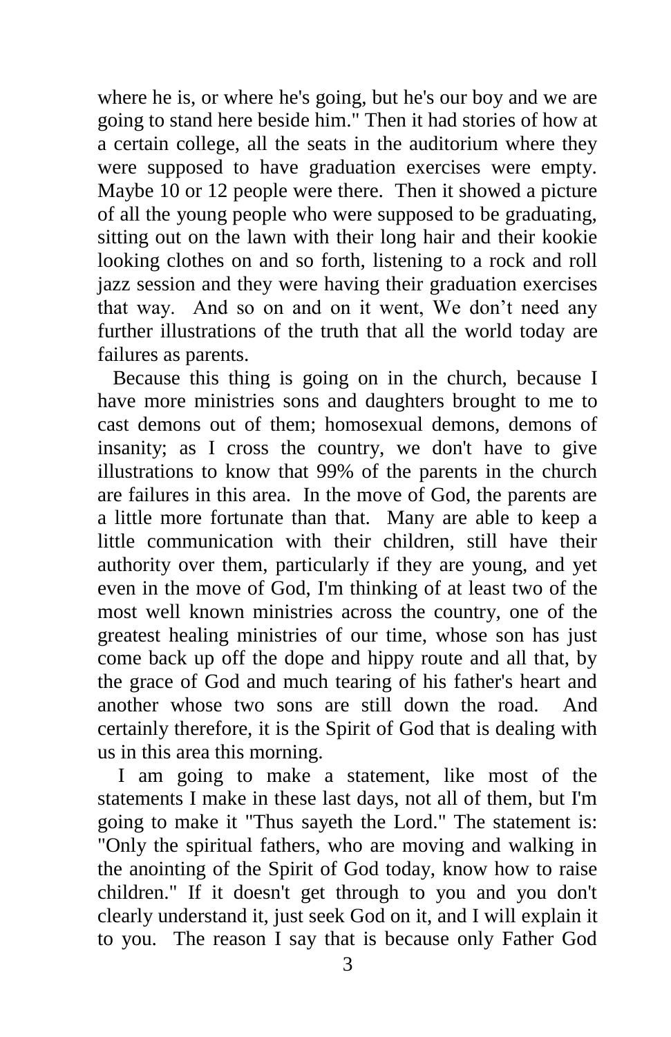where he is, or where he's going, but he's our boy and we are going to stand here beside him." Then it had stories of how at a certain college, all the seats in the auditorium where they were supposed to have graduation exercises were empty. Maybe 10 or 12 people were there. Then it showed a picture of all the young people who were supposed to be graduating, sitting out on the lawn with their long hair and their kookie looking clothes on and so forth, listening to a rock and roll jazz session and they were having their graduation exercises that way. And so on and on it went, We don't need any further illustrations of the truth that all the world today are failures as parents.

Because this thing is going on in the church, because I have more ministries sons and daughters brought to me to cast demons out of them; homosexual demons, demons of insanity; as I cross the country, we don't have to give illustrations to know that 99% of the parents in the church are failures in this area. In the move of God, the parents are a little more fortunate than that. Many are able to keep a little communication with their children, still have their authority over them, particularly if they are young, and yet even in the move of God, I'm thinking of at least two of the most well known ministries across the country, one of the greatest healing ministries of our time, whose son has just come back up off the dope and hippy route and all that, by the grace of God and much tearing of his father's heart and another whose two sons are still down the road. And certainly therefore, it is the Spirit of God that is dealing with us in this area this morning.

I am going to make a statement, like most of the statements I make in these last days, not all of them, but I'm going to make it "Thus sayeth the Lord." The statement is: "Only the spiritual fathers, who are moving and walking in the anointing of the Spirit of God today, know how to raise children." If it doesn't get through to you and you don't clearly understand it, just seek God on it, and I will explain it to you. The reason I say that is because only Father God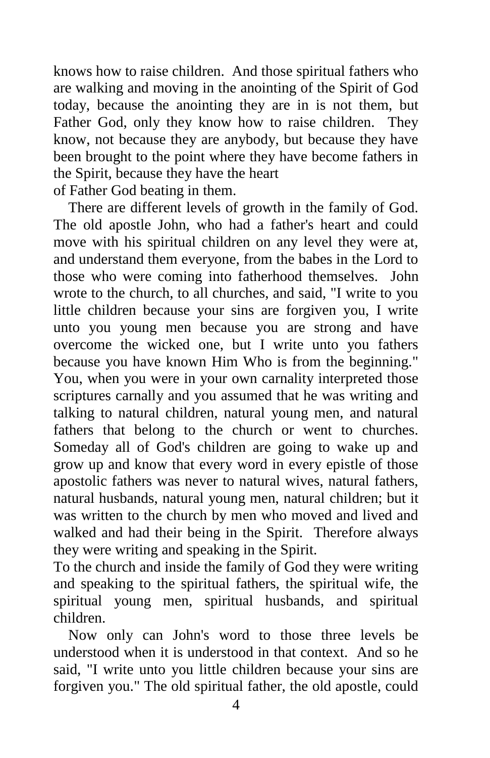knows how to raise children. And those spiritual fathers who are walking and moving in the anointing of the Spirit of God today, because the anointing they are in is not them, but Father God, only they know how to raise children. They know, not because they are anybody, but because they have been brought to the point where they have become fathers in the Spirit, because they have the heart of Father God beating in them.

There are different levels of growth in the family of God. The old apostle John, who had a father's heart and could move with his spiritual children on any level they were at, and understand them everyone, from the babes in the Lord to those who were coming into fatherhood themselves. John wrote to the church, to all churches, and said, "I write to you little children because your sins are forgiven you, I write unto you young men because you are strong and have overcome the wicked one, but I write unto you fathers because you have known Him Who is from the beginning." You, when you were in your own carnality interpreted those scriptures carnally and you assumed that he was writing and talking to natural children, natural young men, and natural fathers that belong to the church or went to churches. Someday all of God's children are going to wake up and grow up and know that every word in every epistle of those apostolic fathers was never to natural wives, natural fathers, natural husbands, natural young men, natural children; but it was written to the church by men who moved and lived and walked and had their being in the Spirit. Therefore always they were writing and speaking in the Spirit.

To the church and inside the family of God they were writing and speaking to the spiritual fathers, the spiritual wife, the spiritual young men, spiritual husbands, and spiritual children.

Now only can John's word to those three levels be understood when it is understood in that context. And so he said, "I write unto you little children because your sins are forgiven you." The old spiritual father, the old apostle, could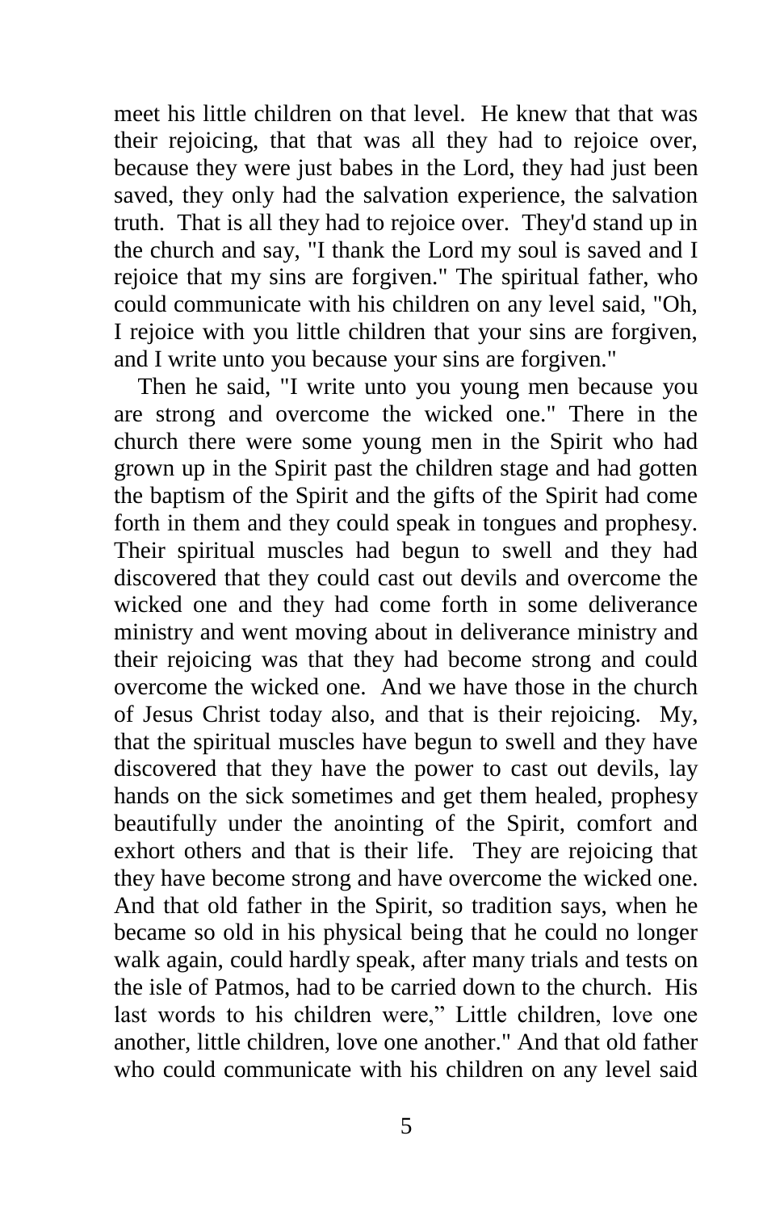meet his little children on that level. He knew that that was their rejoicing, that that was all they had to rejoice over, because they were just babes in the Lord, they had just been saved, they only had the salvation experience, the salvation truth. That is all they had to rejoice over. They'd stand up in the church and say, "I thank the Lord my soul is saved and I rejoice that my sins are forgiven." The spiritual father, who could communicate with his children on any level said, "Oh, I rejoice with you little children that your sins are forgiven, and I write unto you because your sins are forgiven."

Then he said, "I write unto you young men because you are strong and overcome the wicked one." There in the church there were some young men in the Spirit who had grown up in the Spirit past the children stage and had gotten the baptism of the Spirit and the gifts of the Spirit had come forth in them and they could speak in tongues and prophesy. Their spiritual muscles had begun to swell and they had discovered that they could cast out devils and overcome the wicked one and they had come forth in some deliverance ministry and went moving about in deliverance ministry and their rejoicing was that they had become strong and could overcome the wicked one. And we have those in the church of Jesus Christ today also, and that is their rejoicing. My, that the spiritual muscles have begun to swell and they have discovered that they have the power to cast out devils, lay hands on the sick sometimes and get them healed, prophesy beautifully under the anointing of the Spirit, comfort and exhort others and that is their life. They are rejoicing that they have become strong and have overcome the wicked one. And that old father in the Spirit, so tradition says, when he became so old in his physical being that he could no longer walk again, could hardly speak, after many trials and tests on the isle of Patmos, had to be carried down to the church. His last words to his children were," Little children, love one another, little children, love one another." And that old father who could communicate with his children on any level said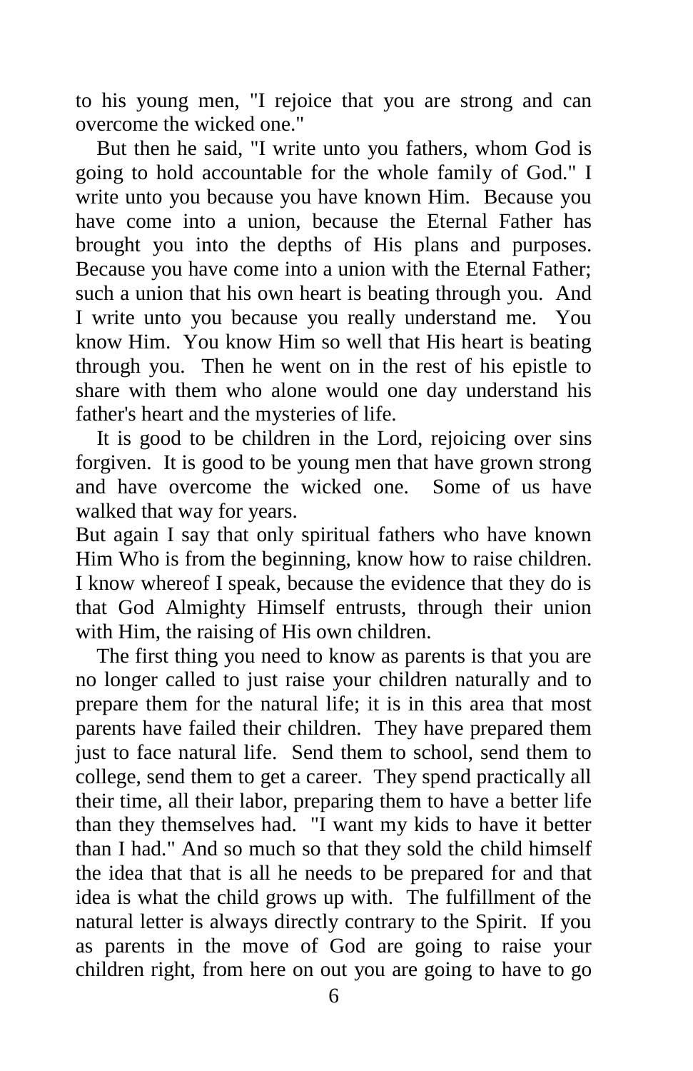to his young men, "I rejoice that you are strong and can overcome the wicked one."

But then he said, "I write unto you fathers, whom God is going to hold accountable for the whole family of God." I write unto you because you have known Him. Because you have come into a union, because the Eternal Father has brought you into the depths of His plans and purposes. Because you have come into a union with the Eternal Father; such a union that his own heart is beating through you. And I write unto you because you really understand me. You know Him. You know Him so well that His heart is beating through you. Then he went on in the rest of his epistle to share with them who alone would one day understand his father's heart and the mysteries of life.

It is good to be children in the Lord, rejoicing over sins forgiven. It is good to be young men that have grown strong and have overcome the wicked one. Some of us have walked that way for years.

But again I say that only spiritual fathers who have known Him Who is from the beginning, know how to raise children. I know whereof I speak, because the evidence that they do is that God Almighty Himself entrusts, through their union with Him, the raising of His own children.

The first thing you need to know as parents is that you are no longer called to just raise your children naturally and to prepare them for the natural life; it is in this area that most parents have failed their children. They have prepared them just to face natural life. Send them to school, send them to college, send them to get a career. They spend practically all their time, all their labor, preparing them to have a better life than they themselves had. "I want my kids to have it better than I had." And so much so that they sold the child himself the idea that that is all he needs to be prepared for and that idea is what the child grows up with. The fulfillment of the natural letter is always directly contrary to the Spirit. If you as parents in the move of God are going to raise your children right, from here on out you are going to have to go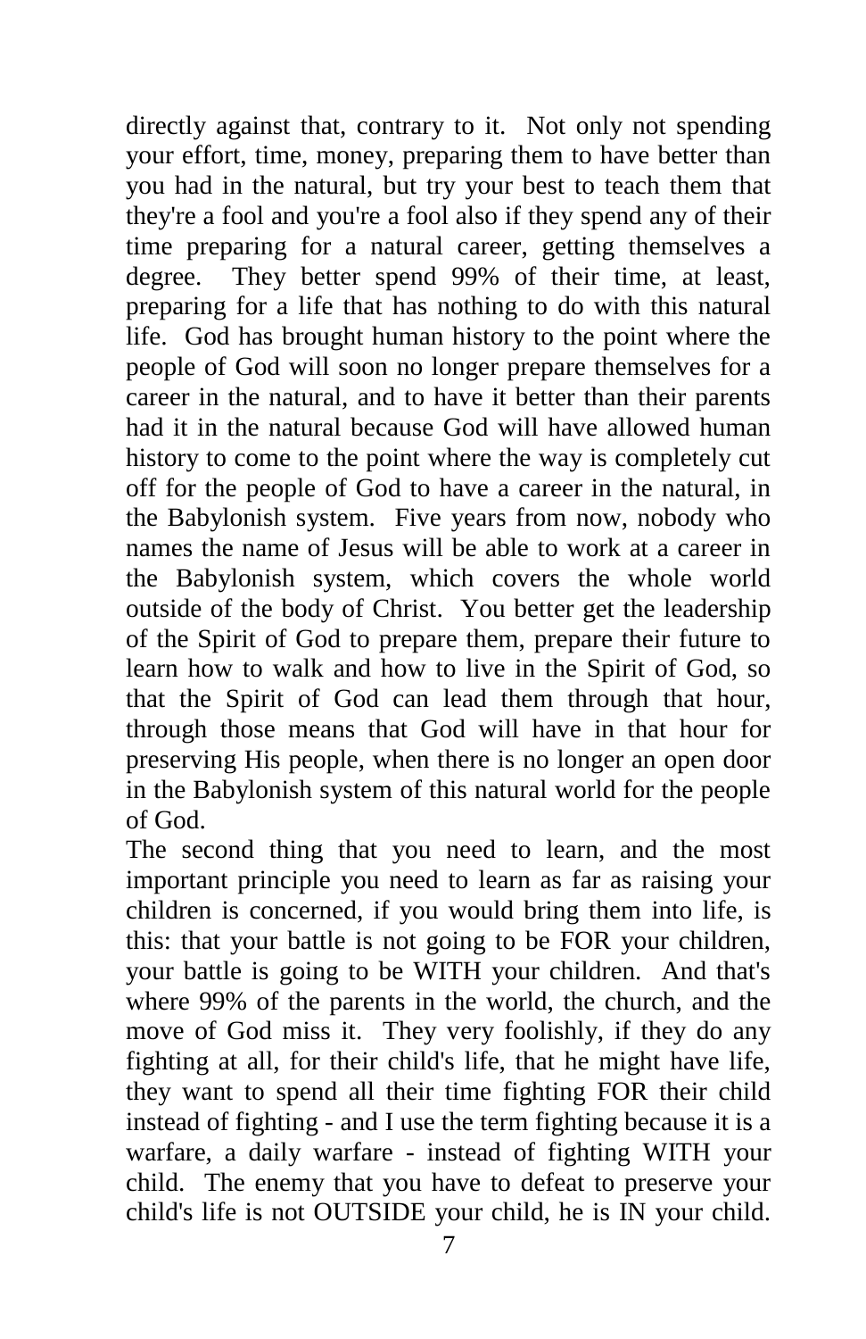directly against that, contrary to it. Not only not spending your effort, time, money, preparing them to have better than you had in the natural, but try your best to teach them that they're a fool and you're a fool also if they spend any of their time preparing for a natural career, getting themselves a degree. They better spend 99% of their time, at least, preparing for a life that has nothing to do with this natural life. God has brought human history to the point where the people of God will soon no longer prepare themselves for a career in the natural, and to have it better than their parents had it in the natural because God will have allowed human history to come to the point where the way is completely cut off for the people of God to have a career in the natural, in the Babylonish system. Five years from now, nobody who names the name of Jesus will be able to work at a career in the Babylonish system, which covers the whole world outside of the body of Christ. You better get the leadership of the Spirit of God to prepare them, prepare their future to learn how to walk and how to live in the Spirit of God, so that the Spirit of God can lead them through that hour, through those means that God will have in that hour for preserving His people, when there is no longer an open door in the Babylonish system of this natural world for the people of God.

The second thing that you need to learn, and the most important principle you need to learn as far as raising your children is concerned, if you would bring them into life, is this: that your battle is not going to be FOR your children, your battle is going to be WITH your children. And that's where 99% of the parents in the world, the church, and the move of God miss it. They very foolishly, if they do any fighting at all, for their child's life, that he might have life, they want to spend all their time fighting FOR their child instead of fighting - and I use the term fighting because it is a warfare, a daily warfare - instead of fighting WITH your child. The enemy that you have to defeat to preserve your child's life is not OUTSIDE your child, he is IN your child.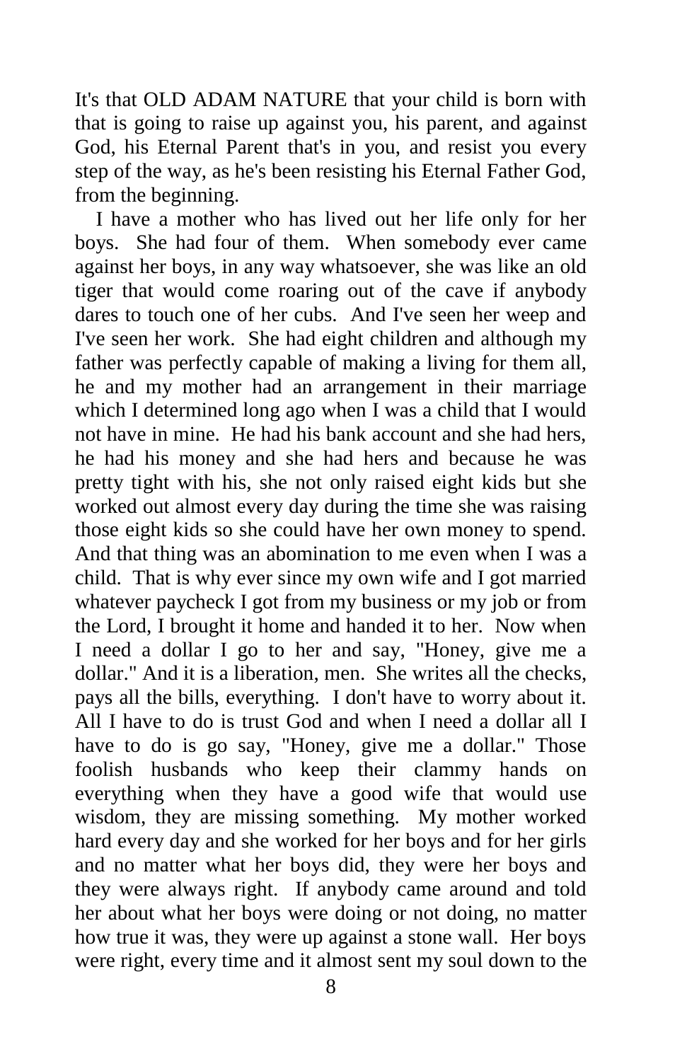It's that OLD ADAM NATURE that your child is born with that is going to raise up against you, his parent, and against God, his Eternal Parent that's in you, and resist you every step of the way, as he's been resisting his Eternal Father God, from the beginning.

I have a mother who has lived out her life only for her boys. She had four of them. When somebody ever came against her boys, in any way whatsoever, she was like an old tiger that would come roaring out of the cave if anybody dares to touch one of her cubs. And I've seen her weep and I've seen her work. She had eight children and although my father was perfectly capable of making a living for them all, he and my mother had an arrangement in their marriage which I determined long ago when I was a child that I would not have in mine. He had his bank account and she had hers, he had his money and she had hers and because he was pretty tight with his, she not only raised eight kids but she worked out almost every day during the time she was raising those eight kids so she could have her own money to spend. And that thing was an abomination to me even when I was a child. That is why ever since my own wife and I got married whatever paycheck I got from my business or my job or from the Lord, I brought it home and handed it to her. Now when I need a dollar I go to her and say, "Honey, give me a dollar." And it is a liberation, men. She writes all the checks, pays all the bills, everything. I don't have to worry about it. All I have to do is trust God and when I need a dollar all I have to do is go say, "Honey, give me a dollar." Those foolish husbands who keep their clammy hands on everything when they have a good wife that would use wisdom, they are missing something. My mother worked hard every day and she worked for her boys and for her girls and no matter what her boys did, they were her boys and they were always right. If anybody came around and told her about what her boys were doing or not doing, no matter how true it was, they were up against a stone wall. Her boys were right, every time and it almost sent my soul down to the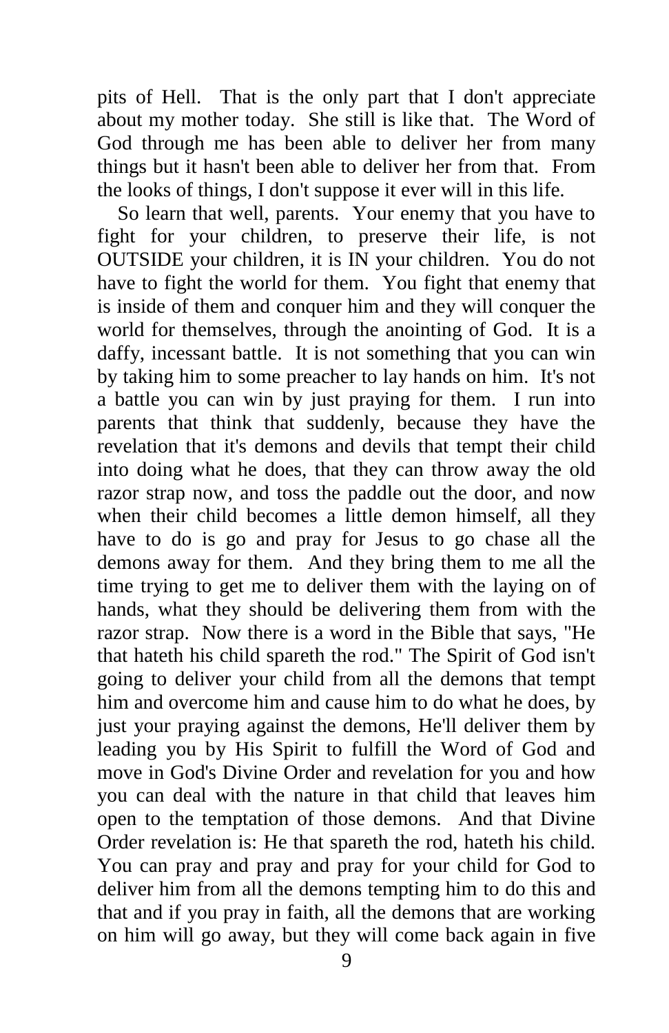pits of Hell. That is the only part that I don't appreciate about my mother today. She still is like that. The Word of God through me has been able to deliver her from many things but it hasn't been able to deliver her from that. From the looks of things, I don't suppose it ever will in this life.

So learn that well, parents. Your enemy that you have to fight for your children, to preserve their life, is not OUTSIDE your children, it is IN your children. You do not have to fight the world for them. You fight that enemy that is inside of them and conquer him and they will conquer the world for themselves, through the anointing of God. It is a daffy, incessant battle. It is not something that you can win by taking him to some preacher to lay hands on him. It's not a battle you can win by just praying for them. I run into parents that think that suddenly, because they have the revelation that it's demons and devils that tempt their child into doing what he does, that they can throw away the old razor strap now, and toss the paddle out the door, and now when their child becomes a little demon himself, all they have to do is go and pray for Jesus to go chase all the demons away for them. And they bring them to me all the time trying to get me to deliver them with the laying on of hands, what they should be delivering them from with the razor strap. Now there is a word in the Bible that says, "He that hateth his child spareth the rod." The Spirit of God isn't going to deliver your child from all the demons that tempt him and overcome him and cause him to do what he does, by just your praying against the demons, He'll deliver them by leading you by His Spirit to fulfill the Word of God and move in God's Divine Order and revelation for you and how you can deal with the nature in that child that leaves him open to the temptation of those demons. And that Divine Order revelation is: He that spareth the rod, hateth his child. You can pray and pray and pray for your child for God to deliver him from all the demons tempting him to do this and that and if you pray in faith, all the demons that are working on him will go away, but they will come back again in five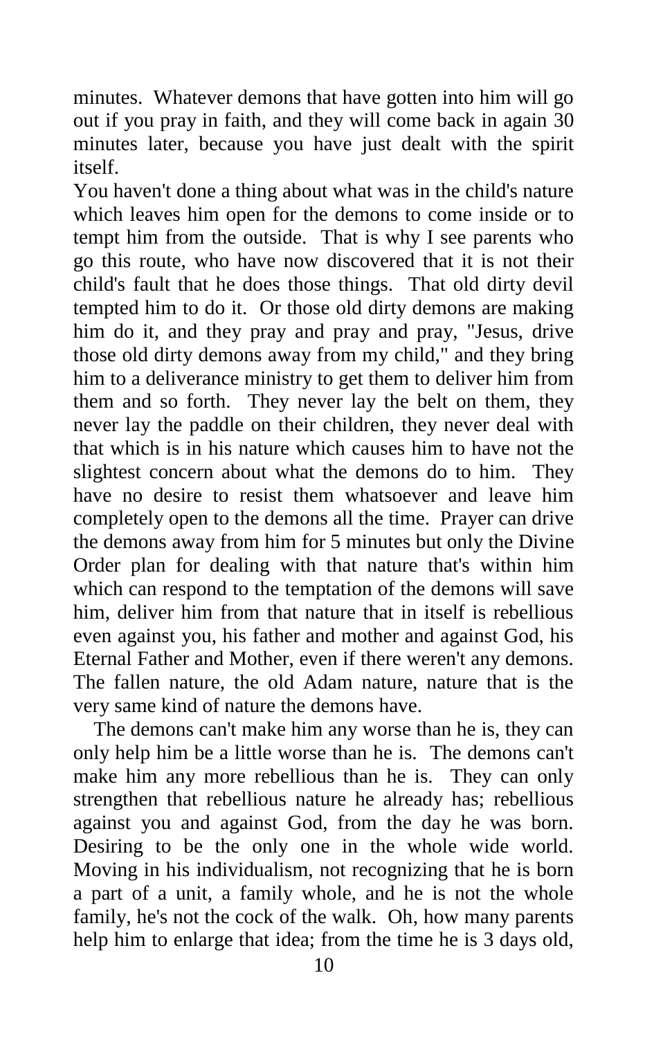minutes. Whatever demons that have gotten into him will go out if you pray in faith, and they will come back in again 30 minutes later, because you have just dealt with the spirit itself.

You haven't done a thing about what was in the child's nature which leaves him open for the demons to come inside or to tempt him from the outside. That is why I see parents who go this route, who have now discovered that it is not their child's fault that he does those things. That old dirty devil tempted him to do it. Or those old dirty demons are making him do it, and they pray and pray and pray, "Jesus, drive those old dirty demons away from my child," and they bring him to a deliverance ministry to get them to deliver him from them and so forth. They never lay the belt on them, they never lay the paddle on their children, they never deal with that which is in his nature which causes him to have not the slightest concern about what the demons do to him. They have no desire to resist them whatsoever and leave him completely open to the demons all the time. Prayer can drive the demons away from him for 5 minutes but only the Divine Order plan for dealing with that nature that's within him which can respond to the temptation of the demons will save him, deliver him from that nature that in itself is rebellious even against you, his father and mother and against God, his Eternal Father and Mother, even if there weren't any demons. The fallen nature, the old Adam nature, nature that is the very same kind of nature the demons have.

The demons can't make him any worse than he is, they can only help him be a little worse than he is. The demons can't make him any more rebellious than he is. They can only strengthen that rebellious nature he already has; rebellious against you and against God, from the day he was born. Desiring to be the only one in the whole wide world. Moving in his individualism, not recognizing that he is born a part of a unit, a family whole, and he is not the whole family, he's not the cock of the walk. Oh, how many parents help him to enlarge that idea; from the time he is 3 days old,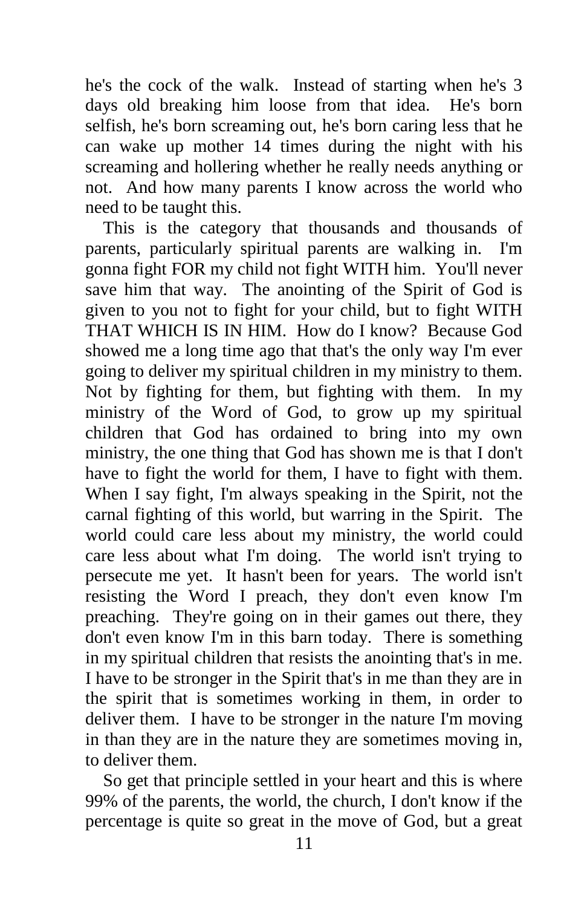he's the cock of the walk. Instead of starting when he's 3 days old breaking him loose from that idea. He's born selfish, he's born screaming out, he's born caring less that he can wake up mother 14 times during the night with his screaming and hollering whether he really needs anything or not. And how many parents I know across the world who need to be taught this.

This is the category that thousands and thousands of parents, particularly spiritual parents are walking in. I'm gonna fight FOR my child not fight WITH him. You'll never save him that way. The anointing of the Spirit of God is given to you not to fight for your child, but to fight WITH THAT WHICH IS IN HIM. How do I know? Because God showed me a long time ago that that's the only way I'm ever going to deliver my spiritual children in my ministry to them. Not by fighting for them, but fighting with them. In my ministry of the Word of God, to grow up my spiritual children that God has ordained to bring into my own ministry, the one thing that God has shown me is that I don't have to fight the world for them, I have to fight with them. When I say fight, I'm always speaking in the Spirit, not the carnal fighting of this world, but warring in the Spirit. The world could care less about my ministry, the world could care less about what I'm doing. The world isn't trying to persecute me yet. It hasn't been for years. The world isn't resisting the Word I preach, they don't even know I'm preaching. They're going on in their games out there, they don't even know I'm in this barn today. There is something in my spiritual children that resists the anointing that's in me. I have to be stronger in the Spirit that's in me than they are in the spirit that is sometimes working in them, in order to deliver them. I have to be stronger in the nature I'm moving in than they are in the nature they are sometimes moving in, to deliver them.

So get that principle settled in your heart and this is where 99% of the parents, the world, the church, I don't know if the percentage is quite so great in the move of God, but a great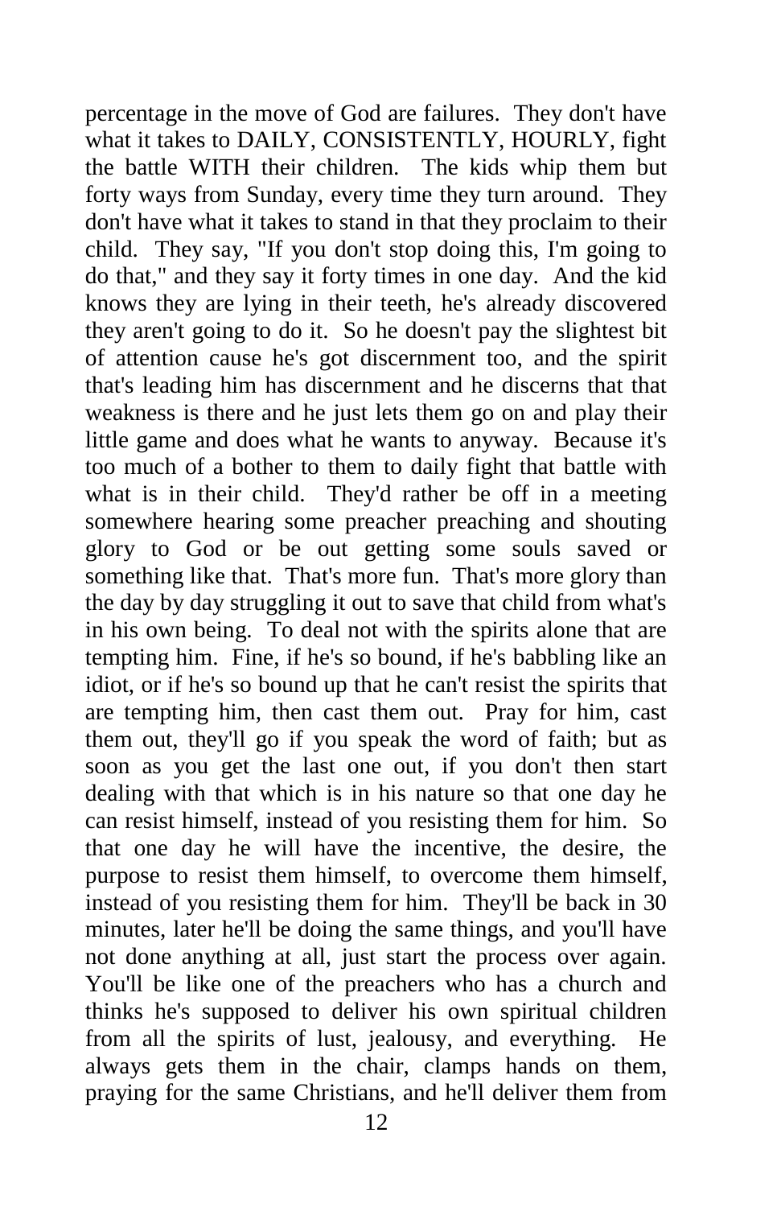percentage in the move of God are failures. They don't have what it takes to DAILY, CONSISTENTLY, HOURLY, fight the battle WITH their children. The kids whip them but forty ways from Sunday, every time they turn around. They don't have what it takes to stand in that they proclaim to their child. They say, "If you don't stop doing this, I'm going to do that," and they say it forty times in one day. And the kid knows they are lying in their teeth, he's already discovered they aren't going to do it. So he doesn't pay the slightest bit of attention cause he's got discernment too, and the spirit that's leading him has discernment and he discerns that that weakness is there and he just lets them go on and play their little game and does what he wants to anyway. Because it's too much of a bother to them to daily fight that battle with what is in their child. They'd rather be off in a meeting somewhere hearing some preacher preaching and shouting glory to God or be out getting some souls saved or something like that. That's more fun. That's more glory than the day by day struggling it out to save that child from what's in his own being. To deal not with the spirits alone that are tempting him. Fine, if he's so bound, if he's babbling like an idiot, or if he's so bound up that he can't resist the spirits that are tempting him, then cast them out. Pray for him, cast them out, they'll go if you speak the word of faith; but as soon as you get the last one out, if you don't then start dealing with that which is in his nature so that one day he can resist himself, instead of you resisting them for him. So that one day he will have the incentive, the desire, the purpose to resist them himself, to overcome them himself, instead of you resisting them for him. They'll be back in 30 minutes, later he'll be doing the same things, and you'll have not done anything at all, just start the process over again. You'll be like one of the preachers who has a church and thinks he's supposed to deliver his own spiritual children from all the spirits of lust, jealousy, and everything. He always gets them in the chair, clamps hands on them, praying for the same Christians, and he'll deliver them from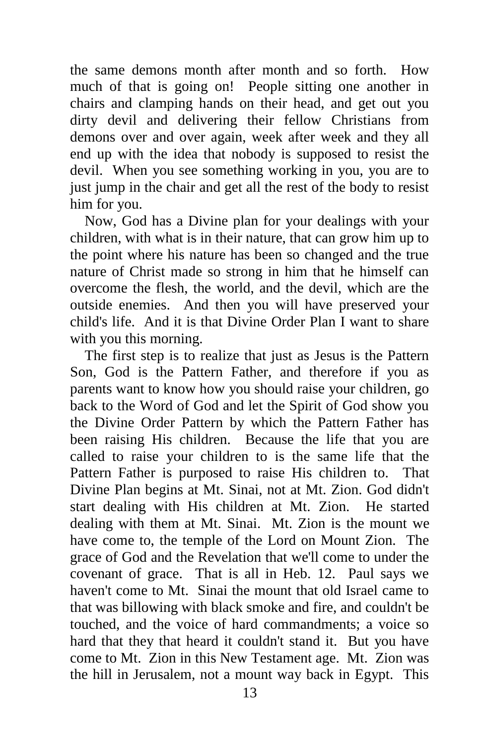the same demons month after month and so forth. How much of that is going on! People sitting one another in chairs and clamping hands on their head, and get out you dirty devil and delivering their fellow Christians from demons over and over again, week after week and they all end up with the idea that nobody is supposed to resist the devil. When you see something working in you, you are to just jump in the chair and get all the rest of the body to resist him for you.

Now, God has a Divine plan for your dealings with your children, with what is in their nature, that can grow him up to the point where his nature has been so changed and the true nature of Christ made so strong in him that he himself can overcome the flesh, the world, and the devil, which are the outside enemies. And then you will have preserved your child's life. And it is that Divine Order Plan I want to share with you this morning.

The first step is to realize that just as Jesus is the Pattern Son, God is the Pattern Father, and therefore if you as parents want to know how you should raise your children, go back to the Word of God and let the Spirit of God show you the Divine Order Pattern by which the Pattern Father has been raising His children. Because the life that you are called to raise your children to is the same life that the Pattern Father is purposed to raise His children to. That Divine Plan begins at Mt. Sinai, not at Mt. Zion. God didn't start dealing with His children at Mt. Zion. He started dealing with them at Mt. Sinai. Mt. Zion is the mount we have come to, the temple of the Lord on Mount Zion. The grace of God and the Revelation that we'll come to under the covenant of grace. That is all in Heb. 12. Paul says we haven't come to Mt. Sinai the mount that old Israel came to that was billowing with black smoke and fire, and couldn't be touched, and the voice of hard commandments; a voice so hard that they that heard it couldn't stand it. But you have come to Mt. Zion in this New Testament age. Mt. Zion was the hill in Jerusalem, not a mount way back in Egypt. This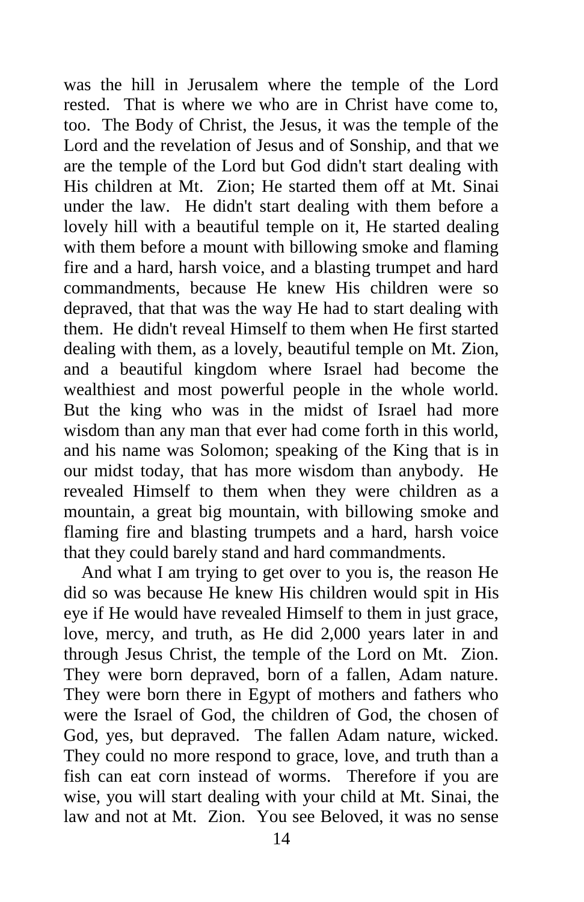was the hill in Jerusalem where the temple of the Lord rested. That is where we who are in Christ have come to, too. The Body of Christ, the Jesus, it was the temple of the Lord and the revelation of Jesus and of Sonship, and that we are the temple of the Lord but God didn't start dealing with His children at Mt. Zion; He started them off at Mt. Sinai under the law. He didn't start dealing with them before a lovely hill with a beautiful temple on it, He started dealing with them before a mount with billowing smoke and flaming fire and a hard, harsh voice, and a blasting trumpet and hard commandments, because He knew His children were so depraved, that that was the way He had to start dealing with them. He didn't reveal Himself to them when He first started dealing with them, as a lovely, beautiful temple on Mt. Zion, and a beautiful kingdom where Israel had become the wealthiest and most powerful people in the whole world. But the king who was in the midst of Israel had more wisdom than any man that ever had come forth in this world, and his name was Solomon; speaking of the King that is in our midst today, that has more wisdom than anybody. He revealed Himself to them when they were children as a mountain, a great big mountain, with billowing smoke and flaming fire and blasting trumpets and a hard, harsh voice that they could barely stand and hard commandments.

And what I am trying to get over to you is, the reason He did so was because He knew His children would spit in His eye if He would have revealed Himself to them in just grace, love, mercy, and truth, as He did 2,000 years later in and through Jesus Christ, the temple of the Lord on Mt. Zion. They were born depraved, born of a fallen, Adam nature. They were born there in Egypt of mothers and fathers who were the Israel of God, the children of God, the chosen of God, yes, but depraved. The fallen Adam nature, wicked. They could no more respond to grace, love, and truth than a fish can eat corn instead of worms. Therefore if you are wise, you will start dealing with your child at Mt. Sinai, the law and not at Mt. Zion. You see Beloved, it was no sense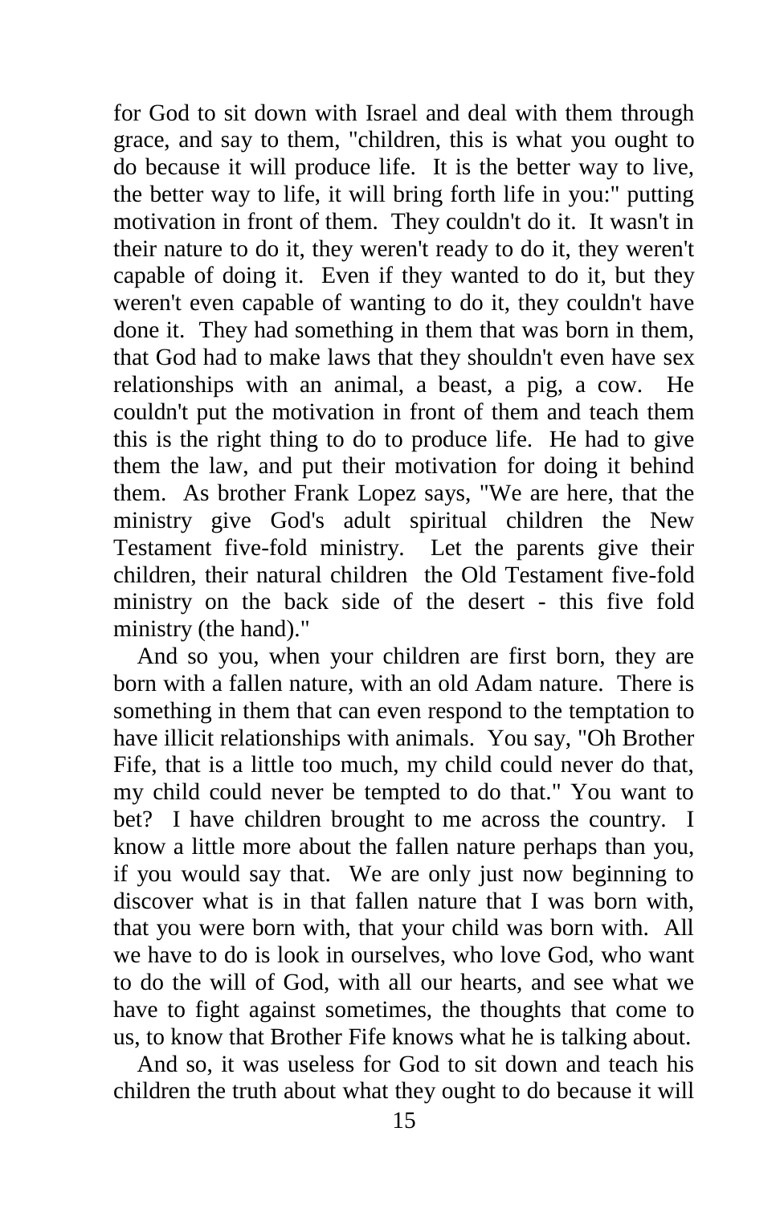for God to sit down with Israel and deal with them through grace, and say to them, "children, this is what you ought to do because it will produce life. It is the better way to live, the better way to life, it will bring forth life in you:" putting motivation in front of them. They couldn't do it. It wasn't in their nature to do it, they weren't ready to do it, they weren't capable of doing it. Even if they wanted to do it, but they weren't even capable of wanting to do it, they couldn't have done it. They had something in them that was born in them, that God had to make laws that they shouldn't even have sex relationships with an animal, a beast, a pig, a cow. He couldn't put the motivation in front of them and teach them this is the right thing to do to produce life. He had to give them the law, and put their motivation for doing it behind them. As brother Frank Lopez says, "We are here, that the ministry give God's adult spiritual children the New Testament five-fold ministry. Let the parents give their children, their natural children the Old Testament five-fold ministry on the back side of the desert - this five fold ministry (the hand)."

And so you, when your children are first born, they are born with a fallen nature, with an old Adam nature. There is something in them that can even respond to the temptation to have illicit relationships with animals. You say, "Oh Brother Fife, that is a little too much, my child could never do that, my child could never be tempted to do that." You want to bet? I have children brought to me across the country. I know a little more about the fallen nature perhaps than you, if you would say that. We are only just now beginning to discover what is in that fallen nature that I was born with, that you were born with, that your child was born with. All we have to do is look in ourselves, who love God, who want to do the will of God, with all our hearts, and see what we have to fight against sometimes, the thoughts that come to us, to know that Brother Fife knows what he is talking about.

And so, it was useless for God to sit down and teach his children the truth about what they ought to do because it will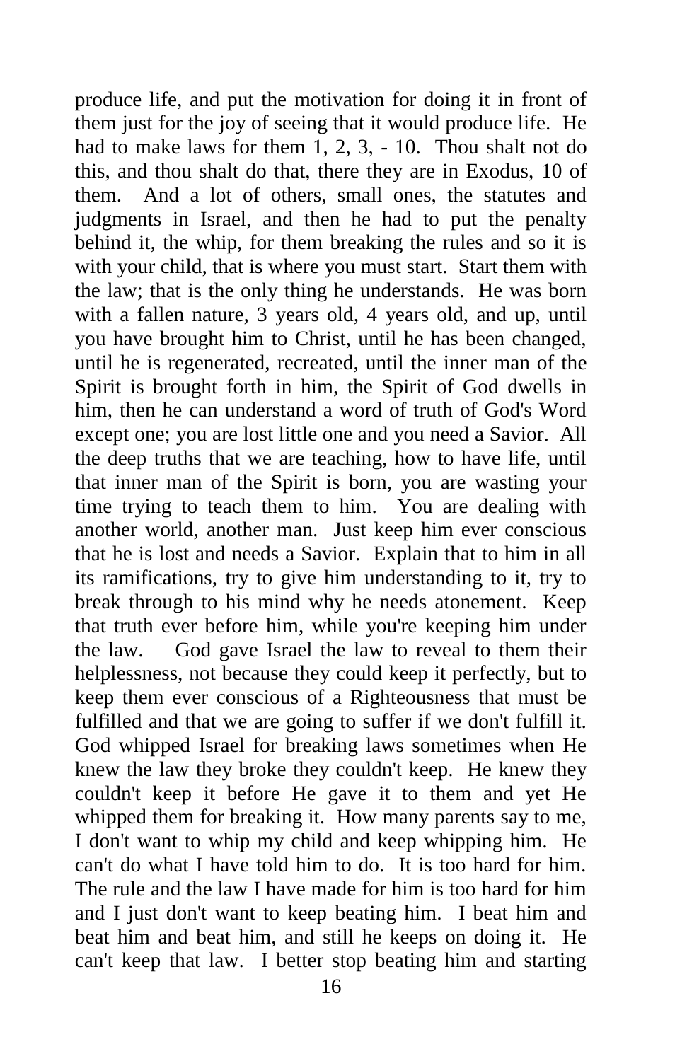produce life, and put the motivation for doing it in front of them just for the joy of seeing that it would produce life. He had to make laws for them 1, 2, 3, - 10. Thou shalt not do this, and thou shalt do that, there they are in Exodus, 10 of them. And a lot of others, small ones, the statutes and judgments in Israel, and then he had to put the penalty behind it, the whip, for them breaking the rules and so it is with your child, that is where you must start. Start them with the law; that is the only thing he understands. He was born with a fallen nature, 3 years old, 4 years old, and up, until you have brought him to Christ, until he has been changed, until he is regenerated, recreated, until the inner man of the Spirit is brought forth in him, the Spirit of God dwells in him, then he can understand a word of truth of God's Word except one; you are lost little one and you need a Savior. All the deep truths that we are teaching, how to have life, until that inner man of the Spirit is born, you are wasting your time trying to teach them to him. You are dealing with another world, another man. Just keep him ever conscious that he is lost and needs a Savior. Explain that to him in all its ramifications, try to give him understanding to it, try to break through to his mind why he needs atonement. Keep that truth ever before him, while you're keeping him under the law. God gave Israel the law to reveal to them their helplessness, not because they could keep it perfectly, but to keep them ever conscious of a Righteousness that must be fulfilled and that we are going to suffer if we don't fulfill it. God whipped Israel for breaking laws sometimes when He knew the law they broke they couldn't keep. He knew they couldn't keep it before He gave it to them and yet He whipped them for breaking it. How many parents say to me, I don't want to whip my child and keep whipping him. He can't do what I have told him to do. It is too hard for him. The rule and the law I have made for him is too hard for him and I just don't want to keep beating him. I beat him and beat him and beat him, and still he keeps on doing it. He can't keep that law. I better stop beating him and starting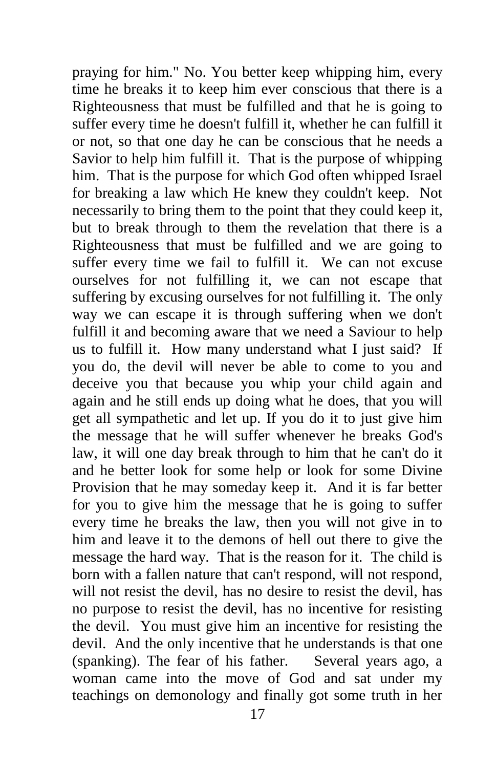praying for him." No. You better keep whipping him, every time he breaks it to keep him ever conscious that there is a Righteousness that must be fulfilled and that he is going to suffer every time he doesn't fulfill it, whether he can fulfill it or not, so that one day he can be conscious that he needs a Savior to help him fulfill it. That is the purpose of whipping him. That is the purpose for which God often whipped Israel for breaking a law which He knew they couldn't keep. Not necessarily to bring them to the point that they could keep it, but to break through to them the revelation that there is a Righteousness that must be fulfilled and we are going to suffer every time we fail to fulfill it. We can not excuse ourselves for not fulfilling it, we can not escape that suffering by excusing ourselves for not fulfilling it. The only way we can escape it is through suffering when we don't fulfill it and becoming aware that we need a Saviour to help us to fulfill it. How many understand what I just said? If you do, the devil will never be able to come to you and deceive you that because you whip your child again and again and he still ends up doing what he does, that you will get all sympathetic and let up. If you do it to just give him the message that he will suffer whenever he breaks God's law, it will one day break through to him that he can't do it and he better look for some help or look for some Divine Provision that he may someday keep it. And it is far better for you to give him the message that he is going to suffer every time he breaks the law, then you will not give in to him and leave it to the demons of hell out there to give the message the hard way. That is the reason for it. The child is born with a fallen nature that can't respond, will not respond, will not resist the devil, has no desire to resist the devil, has no purpose to resist the devil, has no incentive for resisting the devil. You must give him an incentive for resisting the devil. And the only incentive that he understands is that one (spanking). The fear of his father. Several years ago, a woman came into the move of God and sat under my teachings on demonology and finally got some truth in her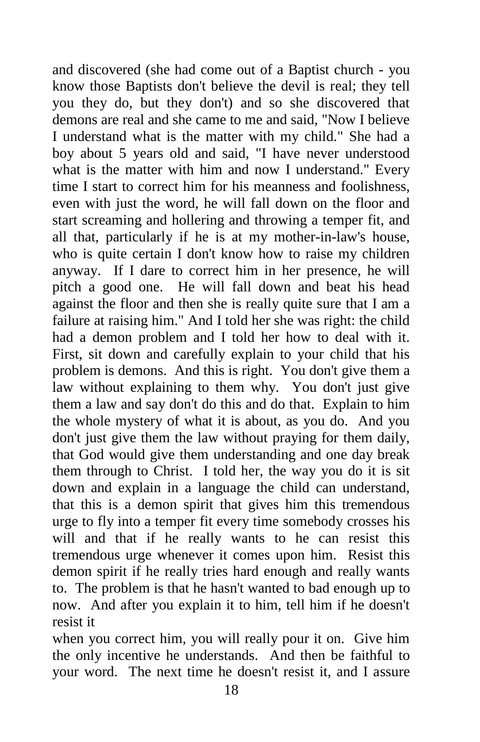and discovered (she had come out of a Baptist church - you know those Baptists don't believe the devil is real; they tell you they do, but they don't) and so she discovered that demons are real and she came to me and said, "Now I believe I understand what is the matter with my child." She had a boy about 5 years old and said, "I have never understood what is the matter with him and now I understand." Every time I start to correct him for his meanness and foolishness, even with just the word, he will fall down on the floor and start screaming and hollering and throwing a temper fit, and all that, particularly if he is at my mother-in-law's house, who is quite certain I don't know how to raise my children anyway. If I dare to correct him in her presence, he will pitch a good one. He will fall down and beat his head against the floor and then she is really quite sure that I am a failure at raising him." And I told her she was right: the child had a demon problem and I told her how to deal with it. First, sit down and carefully explain to your child that his problem is demons. And this is right. You don't give them a law without explaining to them why. You don't just give them a law and say don't do this and do that. Explain to him the whole mystery of what it is about, as you do. And you don't just give them the law without praying for them daily, that God would give them understanding and one day break them through to Christ. I told her, the way you do it is sit down and explain in a language the child can understand, that this is a demon spirit that gives him this tremendous urge to fly into a temper fit every time somebody crosses his will and that if he really wants to he can resist this tremendous urge whenever it comes upon him. Resist this demon spirit if he really tries hard enough and really wants to. The problem is that he hasn't wanted to bad enough up to now. And after you explain it to him, tell him if he doesn't resist it when you correct him, you will really pour it on. Give him the only incentive he understands. And then be faithful to your word. The next time he doesn't resist it, and I assure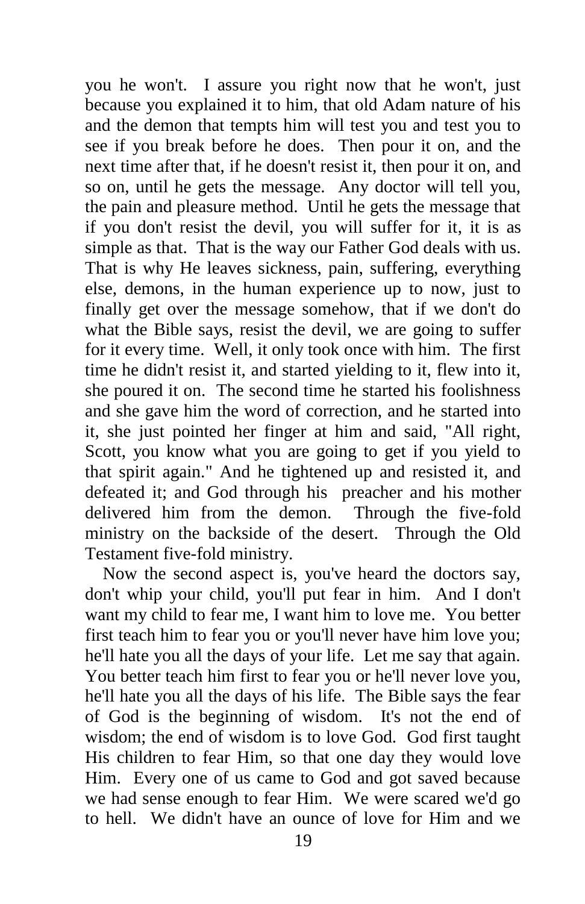you he won't. I assure you right now that he won't, just because you explained it to him, that old Adam nature of his and the demon that tempts him will test you and test you to see if you break before he does. Then pour it on, and the next time after that, if he doesn't resist it, then pour it on, and so on, until he gets the message. Any doctor will tell you, the pain and pleasure method. Until he gets the message that if you don't resist the devil, you will suffer for it, it is as simple as that. That is the way our Father God deals with us. That is why He leaves sickness, pain, suffering, everything else, demons, in the human experience up to now, just to finally get over the message somehow, that if we don't do what the Bible says, resist the devil, we are going to suffer for it every time. Well, it only took once with him. The first time he didn't resist it, and started yielding to it, flew into it, she poured it on. The second time he started his foolishness and she gave him the word of correction, and he started into it, she just pointed her finger at him and said, "All right, Scott, you know what you are going to get if you yield to that spirit again." And he tightened up and resisted it, and defeated it; and God through his preacher and his mother delivered him from the demon. Through the five-fold ministry on the backside of the desert. Through the Old Testament five-fold ministry.

Now the second aspect is, you've heard the doctors say, don't whip your child, you'll put fear in him. And I don't want my child to fear me, I want him to love me. You better first teach him to fear you or you'll never have him love you; he'll hate you all the days of your life. Let me say that again. You better teach him first to fear you or he'll never love you, he'll hate you all the days of his life. The Bible says the fear of God is the beginning of wisdom. It's not the end of wisdom; the end of wisdom is to love God. God first taught His children to fear Him, so that one day they would love Him. Every one of us came to God and got saved because we had sense enough to fear Him. We were scared we'd go to hell. We didn't have an ounce of love for Him and we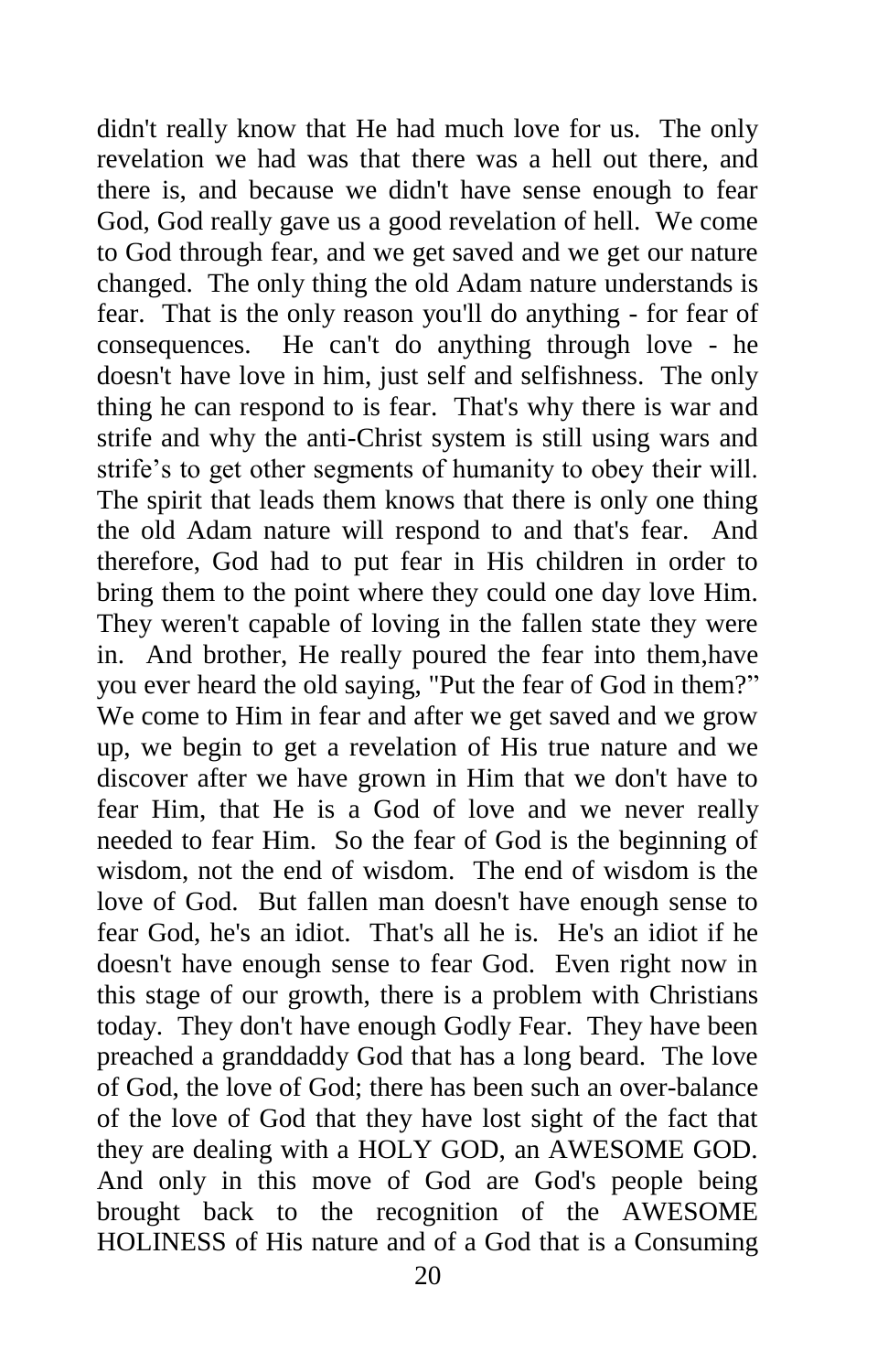didn't really know that He had much love for us. The only revelation we had was that there was a hell out there, and there is, and because we didn't have sense enough to fear God, God really gave us a good revelation of hell. We come to God through fear, and we get saved and we get our nature changed. The only thing the old Adam nature understands is fear. That is the only reason you'll do anything - for fear of consequences. He can't do anything through love - he doesn't have love in him, just self and selfishness. The only thing he can respond to is fear. That's why there is war and strife and why the anti-Christ system is still using wars and strife's to get other segments of humanity to obey their will. The spirit that leads them knows that there is only one thing the old Adam nature will respond to and that's fear. And therefore, God had to put fear in His children in order to bring them to the point where they could one day love Him. They weren't capable of loving in the fallen state they were in. And brother, He really poured the fear into them,have you ever heard the old saying, "Put the fear of God in them?" We come to Him in fear and after we get saved and we grow up, we begin to get a revelation of His true nature and we discover after we have grown in Him that we don't have to fear Him, that He is a God of love and we never really needed to fear Him. So the fear of God is the beginning of wisdom, not the end of wisdom. The end of wisdom is the love of God. But fallen man doesn't have enough sense to fear God, he's an idiot. That's all he is. He's an idiot if he doesn't have enough sense to fear God. Even right now in this stage of our growth, there is a problem with Christians today. They don't have enough Godly Fear. They have been preached a granddaddy God that has a long beard. The love of God, the love of God; there has been such an over-balance of the love of God that they have lost sight of the fact that they are dealing with a HOLY GOD, an AWESOME GOD. And only in this move of God are God's people being brought back to the recognition of the AWESOME HOLINESS of His nature and of a God that is a Consuming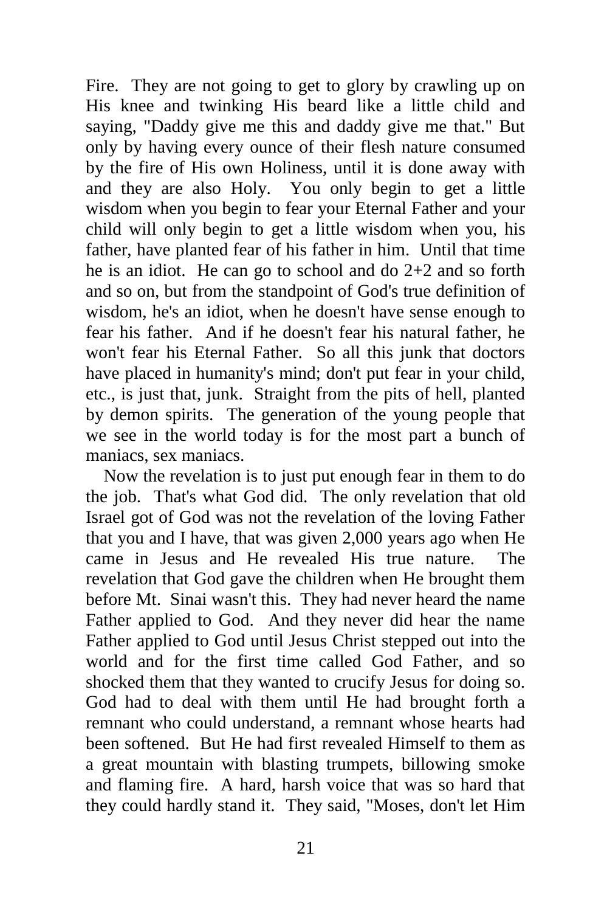Fire. They are not going to get to glory by crawling up on His knee and twinking His beard like a little child and saying, "Daddy give me this and daddy give me that." But only by having every ounce of their flesh nature consumed by the fire of His own Holiness, until it is done away with and they are also Holy. You only begin to get a little wisdom when you begin to fear your Eternal Father and your child will only begin to get a little wisdom when you, his father, have planted fear of his father in him. Until that time he is an idiot. He can go to school and do 2+2 and so forth and so on, but from the standpoint of God's true definition of wisdom, he's an idiot, when he doesn't have sense enough to fear his father. And if he doesn't fear his natural father, he won't fear his Eternal Father. So all this junk that doctors have placed in humanity's mind; don't put fear in your child, etc., is just that, junk. Straight from the pits of hell, planted by demon spirits. The generation of the young people that we see in the world today is for the most part a bunch of maniacs, sex maniacs.

Now the revelation is to just put enough fear in them to do the job. That's what God did. The only revelation that old Israel got of God was not the revelation of the loving Father that you and I have, that was given 2,000 years ago when He came in Jesus and He revealed His true nature. The revelation that God gave the children when He brought them before Mt. Sinai wasn't this. They had never heard the name Father applied to God. And they never did hear the name Father applied to God until Jesus Christ stepped out into the world and for the first time called God Father, and so shocked them that they wanted to crucify Jesus for doing so. God had to deal with them until He had brought forth a remnant who could understand, a remnant whose hearts had been softened. But He had first revealed Himself to them as a great mountain with blasting trumpets, billowing smoke and flaming fire. A hard, harsh voice that was so hard that they could hardly stand it. They said, "Moses, don't let Him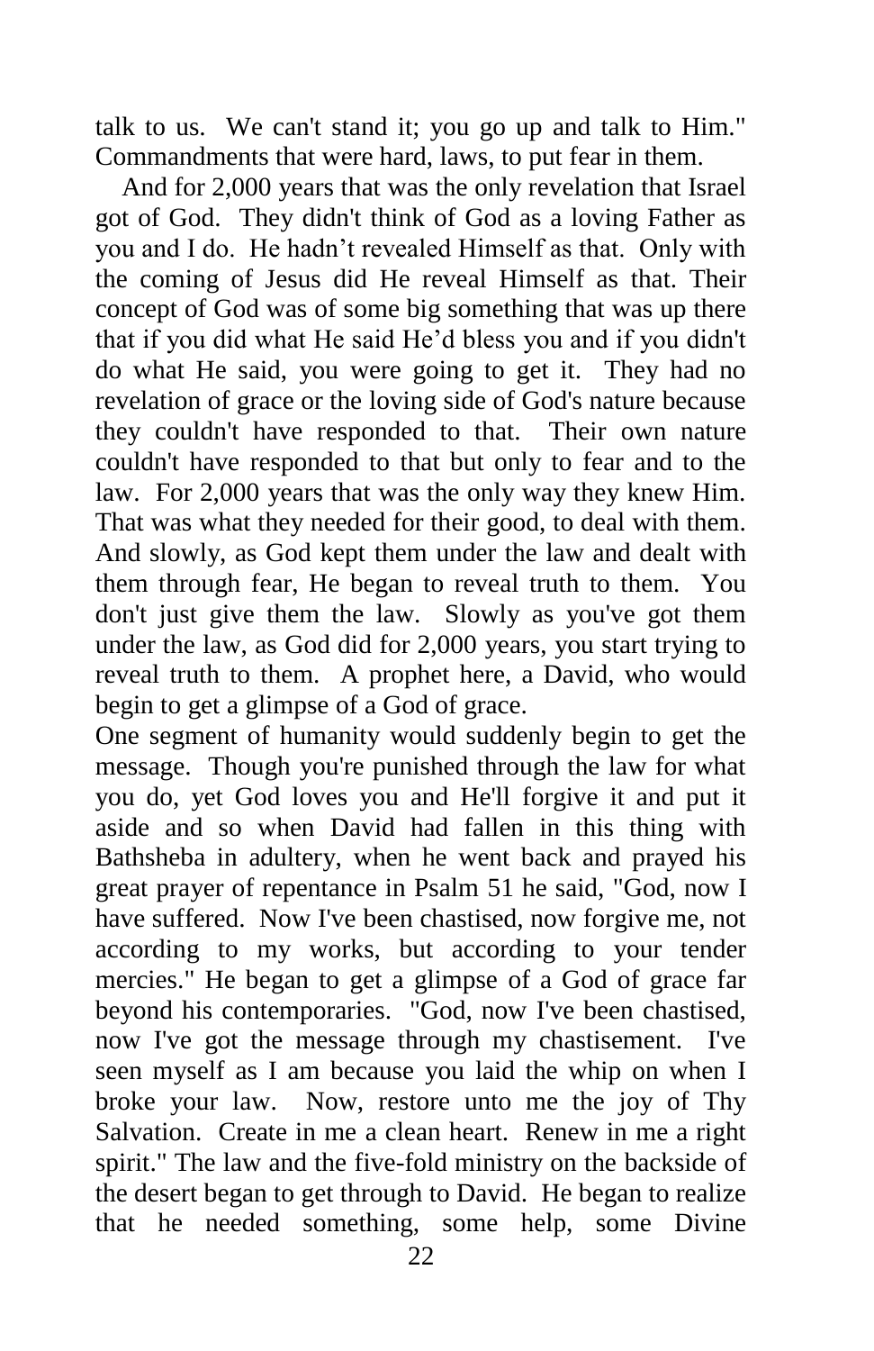talk to us. We can't stand it; you go up and talk to Him." Commandments that were hard, laws, to put fear in them.

And for 2,000 years that was the only revelation that Israel got of God. They didn't think of God as a loving Father as you and I do. He hadn't revealed Himself as that. Only with the coming of Jesus did He reveal Himself as that. Their concept of God was of some big something that was up there that if you did what He said He'd bless you and if you didn't do what He said, you were going to get it. They had no revelation of grace or the loving side of God's nature because they couldn't have responded to that. Their own nature couldn't have responded to that but only to fear and to the law. For 2,000 years that was the only way they knew Him. That was what they needed for their good, to deal with them. And slowly, as God kept them under the law and dealt with them through fear, He began to reveal truth to them. You don't just give them the law. Slowly as you've got them under the law, as God did for 2,000 years, you start trying to reveal truth to them. A prophet here, a David, who would begin to get a glimpse of a God of grace.

One segment of humanity would suddenly begin to get the message. Though you're punished through the law for what you do, yet God loves you and He'll forgive it and put it aside and so when David had fallen in this thing with Bathsheba in adultery, when he went back and prayed his great prayer of repentance in Psalm 51 he said, "God, now I have suffered. Now I've been chastised, now forgive me, not according to my works, but according to your tender mercies." He began to get a glimpse of a God of grace far beyond his contemporaries. "God, now I've been chastised, now I've got the message through my chastisement. I've seen myself as I am because you laid the whip on when I broke your law. Now, restore unto me the joy of Thy Salvation. Create in me a clean heart. Renew in me a right spirit." The law and the five-fold ministry on the backside of the desert began to get through to David. He began to realize that he needed something, some help, some Divine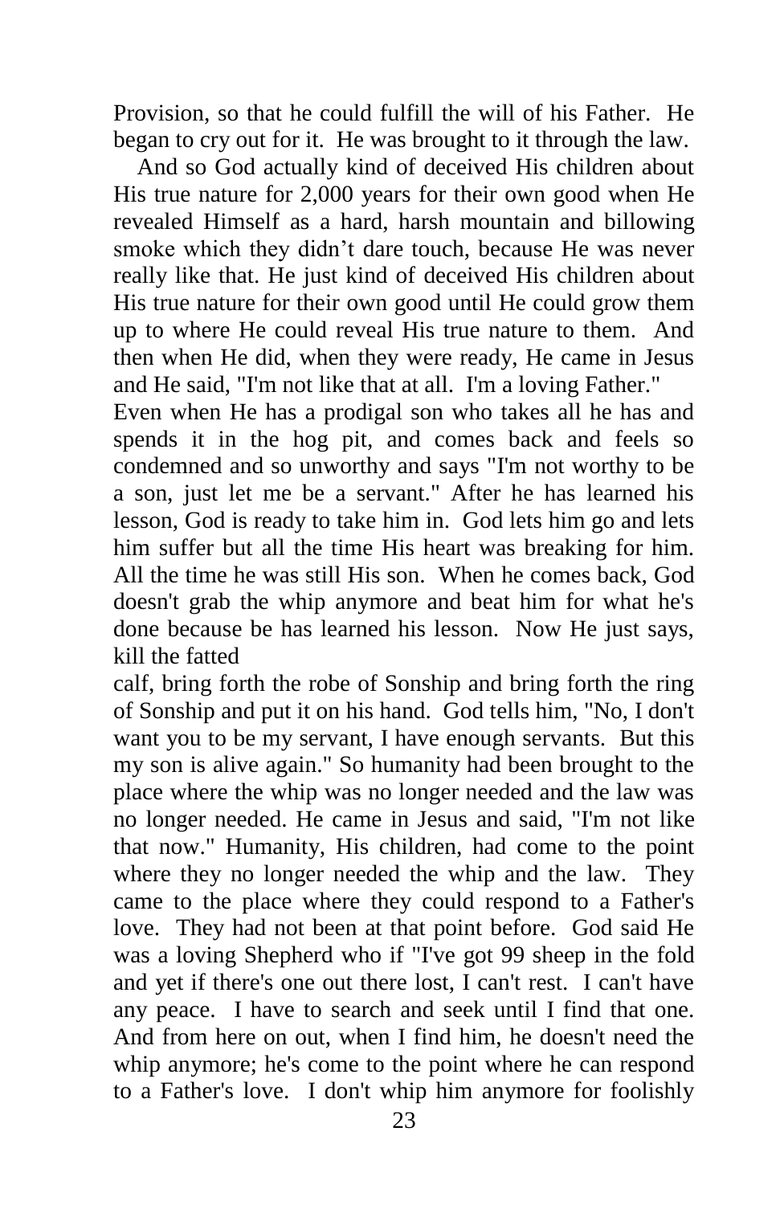Provision, so that he could fulfill the will of his Father. He began to cry out for it. He was brought to it through the law.

And so God actually kind of deceived His children about His true nature for 2,000 years for their own good when He revealed Himself as a hard, harsh mountain and billowing smoke which they didn't dare touch, because He was never really like that. He just kind of deceived His children about His true nature for their own good until He could grow them up to where He could reveal His true nature to them. And then when He did, when they were ready, He came in Jesus and He said, "I'm not like that at all. I'm a loving Father."

Even when He has a prodigal son who takes all he has and spends it in the hog pit, and comes back and feels so condemned and so unworthy and says "I'm not worthy to be a son, just let me be a servant." After he has learned his lesson, God is ready to take him in. God lets him go and lets him suffer but all the time His heart was breaking for him. All the time he was still His son. When he comes back, God doesn't grab the whip anymore and beat him for what he's done because be has learned his lesson. Now He just says, kill the fatted calf, bring forth the robe of Sonship and bring forth the ring of Sonship and put it on his hand. God tells him, "No, I don't want you to be my servant, I have enough servants. But this my son is alive again." So humanity had been brought to the place where the whip was no longer needed and the law was no longer needed. He came in Jesus and said, "I'm not like that now." Humanity, His children, had come to the point where they no longer needed the whip and the law. They came to the place where they could respond to a Father's love. They had not been at that point before. God said He was a loving Shepherd who if "I've got 99 sheep in the fold and yet if there's one out there lost, I can't rest. I can't have any peace. I have to search and seek until I find that one. And from here on out, when I find him, he doesn't need the whip anymore; he's come to the point where he can respond to a Father's love. I don't whip him anymore for foolishly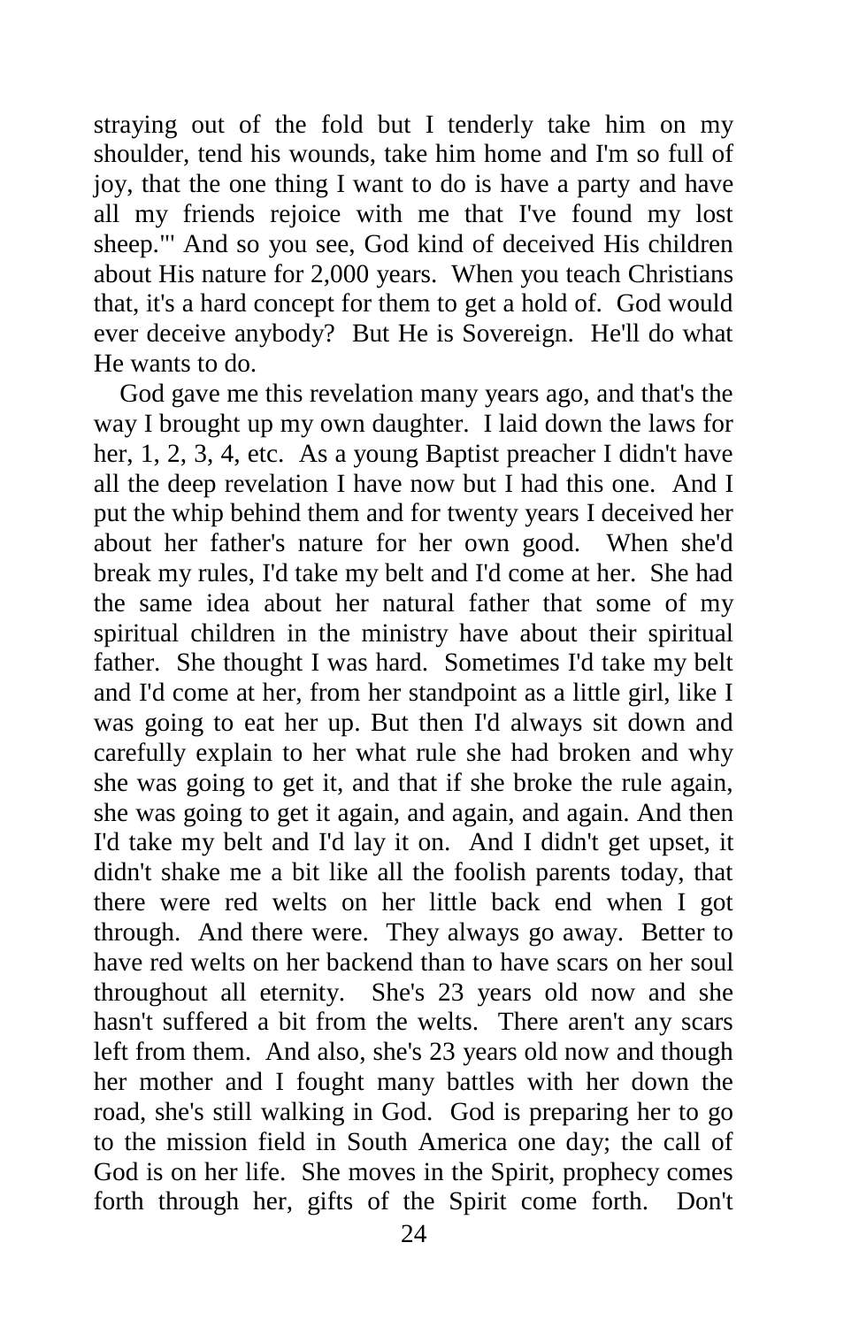straying out of the fold but I tenderly take him on my shoulder, tend his wounds, take him home and I'm so full of joy, that the one thing I want to do is have a party and have all my friends rejoice with me that I've found my lost sheep."' And so you see, God kind of deceived His children about His nature for 2,000 years. When you teach Christians that, it's a hard concept for them to get a hold of. God would ever deceive anybody? But He is Sovereign. He'll do what He wants to do.

God gave me this revelation many years ago, and that's the way I brought up my own daughter. I laid down the laws for her, 1, 2, 3, 4, etc. As a young Baptist preacher I didn't have all the deep revelation I have now but I had this one. And I put the whip behind them and for twenty years I deceived her about her father's nature for her own good. When she'd break my rules, I'd take my belt and I'd come at her. She had the same idea about her natural father that some of my spiritual children in the ministry have about their spiritual father. She thought I was hard. Sometimes I'd take my belt and I'd come at her, from her standpoint as a little girl, like I was going to eat her up. But then I'd always sit down and carefully explain to her what rule she had broken and why she was going to get it, and that if she broke the rule again, she was going to get it again, and again, and again. And then I'd take my belt and I'd lay it on. And I didn't get upset, it didn't shake me a bit like all the foolish parents today, that there were red welts on her little back end when I got through. And there were. They always go away. Better to have red welts on her backend than to have scars on her soul throughout all eternity. She's 23 years old now and she hasn't suffered a bit from the welts. There aren't any scars left from them. And also, she's 23 years old now and though her mother and I fought many battles with her down the road, she's still walking in God. God is preparing her to go to the mission field in South America one day; the call of God is on her life. She moves in the Spirit, prophecy comes forth through her, gifts of the Spirit come forth. Don't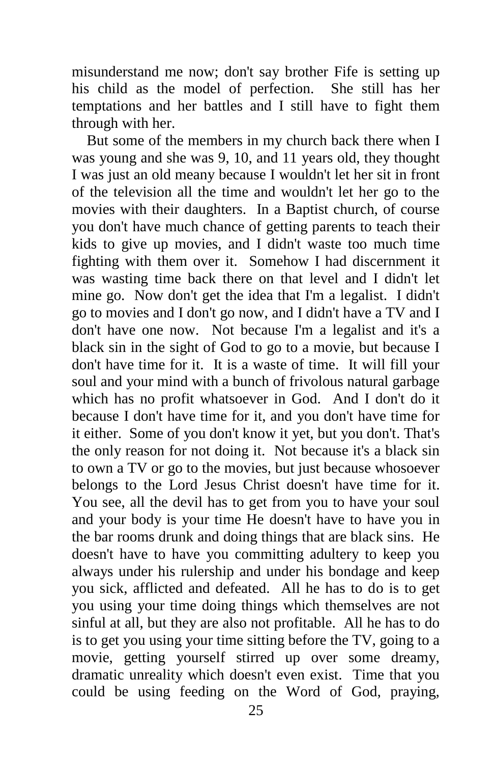misunderstand me now; don't say brother Fife is setting up his child as the model of perfection. She still has her temptations and her battles and I still have to fight them through with her.

But some of the members in my church back there when I was young and she was 9, 10, and 11 years old, they thought I was just an old meany because I wouldn't let her sit in front of the television all the time and wouldn't let her go to the movies with their daughters. In a Baptist church, of course you don't have much chance of getting parents to teach their kids to give up movies, and I didn't waste too much time fighting with them over it. Somehow I had discernment it was wasting time back there on that level and I didn't let mine go. Now don't get the idea that I'm a legalist. I didn't go to movies and I don't go now, and I didn't have a TV and I don't have one now. Not because I'm a legalist and it's a black sin in the sight of God to go to a movie, but because I don't have time for it. It is a waste of time. It will fill your soul and your mind with a bunch of frivolous natural garbage which has no profit whatsoever in God. And I don't do it because I don't have time for it, and you don't have time for it either. Some of you don't know it yet, but you don't. That's the only reason for not doing it. Not because it's a black sin to own a TV or go to the movies, but just because whosoever belongs to the Lord Jesus Christ doesn't have time for it. You see, all the devil has to get from you to have your soul and your body is your time He doesn't have to have you in the bar rooms drunk and doing things that are black sins. He doesn't have to have you committing adultery to keep you always under his rulership and under his bondage and keep you sick, afflicted and defeated. All he has to do is to get you using your time doing things which themselves are not sinful at all, but they are also not profitable. All he has to do is to get you using your time sitting before the TV, going to a movie, getting yourself stirred up over some dreamy, dramatic unreality which doesn't even exist. Time that you could be using feeding on the Word of God, praying,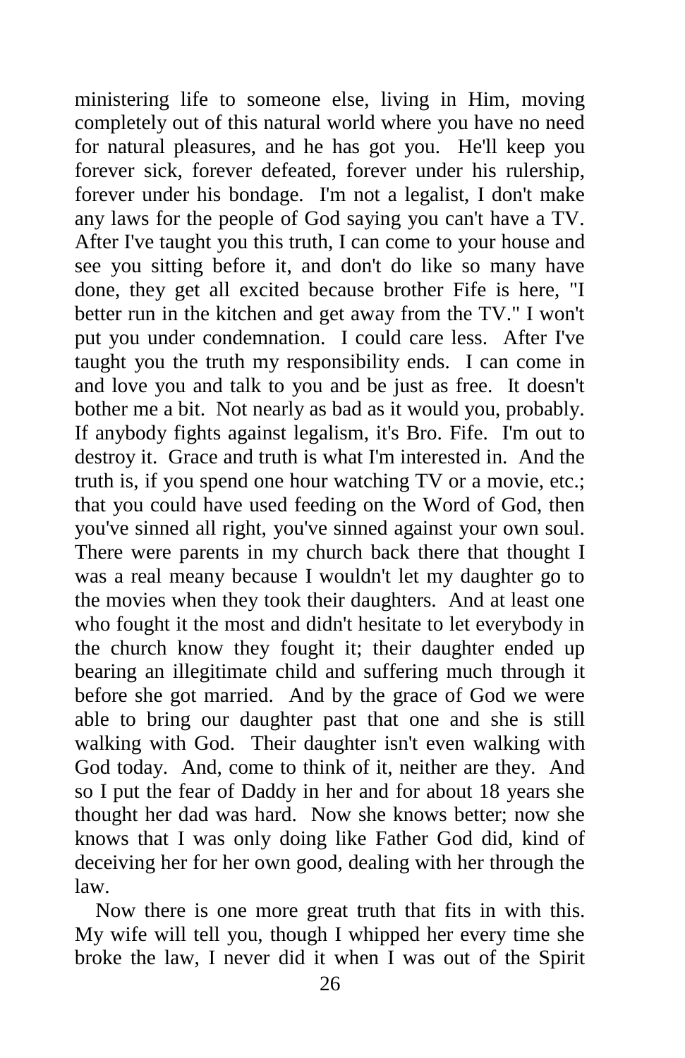ministering life to someone else, living in Him, moving completely out of this natural world where you have no need for natural pleasures, and he has got you. He'll keep you forever sick, forever defeated, forever under his rulership, forever under his bondage. I'm not a legalist, I don't make any laws for the people of God saying you can't have a TV. After I've taught you this truth, I can come to your house and see you sitting before it, and don't do like so many have done, they get all excited because brother Fife is here, "I better run in the kitchen and get away from the TV." I won't put you under condemnation. I could care less. After I've taught you the truth my responsibility ends. I can come in and love you and talk to you and be just as free. It doesn't bother me a bit. Not nearly as bad as it would you, probably. If anybody fights against legalism, it's Bro. Fife. I'm out to destroy it. Grace and truth is what I'm interested in. And the truth is, if you spend one hour watching TV or a movie, etc.; that you could have used feeding on the Word of God, then you've sinned all right, you've sinned against your own soul. There were parents in my church back there that thought I was a real meany because I wouldn't let my daughter go to the movies when they took their daughters. And at least one who fought it the most and didn't hesitate to let everybody in the church know they fought it; their daughter ended up bearing an illegitimate child and suffering much through it before she got married. And by the grace of God we were able to bring our daughter past that one and she is still walking with God. Their daughter isn't even walking with God today. And, come to think of it, neither are they. And so I put the fear of Daddy in her and for about 18 years she thought her dad was hard. Now she knows better; now she knows that I was only doing like Father God did, kind of deceiving her for her own good, dealing with her through the law.

Now there is one more great truth that fits in with this. My wife will tell you, though I whipped her every time she broke the law, I never did it when I was out of the Spirit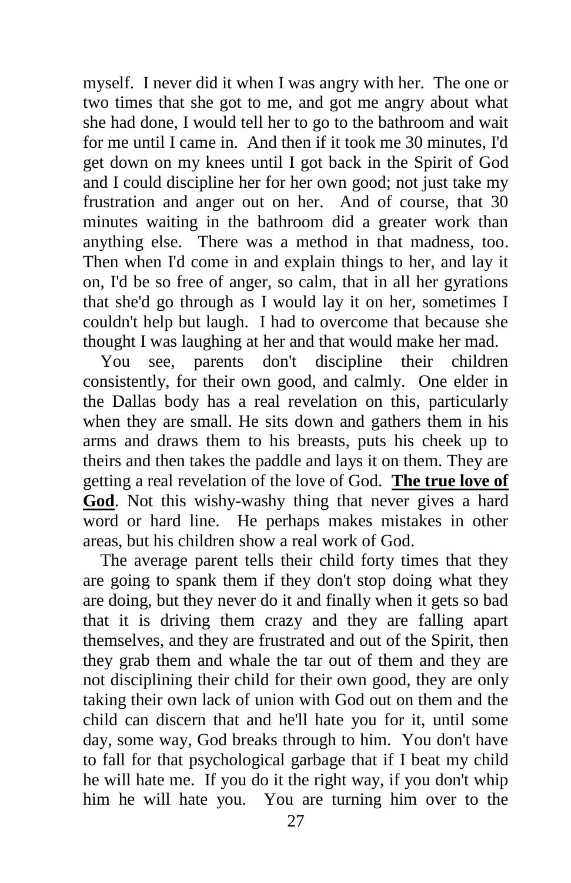myself. I never did it when I was angry with her. The one or two times that she got to me, and got me angry about what she had done, I would tell her to go to the bathroom and wait for me until I came in. And then if it took me 30 minutes, I'd get down on my knees until I got back in the Spirit of God and I could discipline her for her own good; not just take my frustration and anger out on her. And of course, that 30 minutes waiting in the bathroom did a greater work than anything else. There was a method in that madness, too. Then when I'd come in and explain things to her, and lay it on, I'd be so free of anger, so calm, that in all her gyrations that she'd go through as I would lay it on her, sometimes I couldn't help but laugh. I had to overcome that because she thought I was laughing at her and that would make her mad.

You see, parents don't discipline their children consistently, for their own good, and calmly. One elder in the Dallas body has a real revelation on this, particularly when they are small. He sits down and gathers them in his arms and draws them to his breasts, puts his cheek up to theirs and then takes the paddle and lays it on them. They are getting a real revelation of the love of God. **<u>The true love of God</u>**. Not this wishy-washy thing that never gives a hard word or hard line. He perhaps makes mistakes in other areas, but his children show a real work of God.

The average parent tells their child forty times that they are going to spank them if they don't stop doing what they are doing, but they never do it and finally when it gets so bad that it is driving them crazy and they are falling apart themselves, and they are frustrated and out of the Spirit, then they grab them and whale the tar out of them and they are not disciplining their child for their own good, they are only taking their own lack of union with God out on them and the child can discern that and he'll hate you for it, until some day, some way, God breaks through to him. You don't have to fall for that psychological garbage that if I beat my child he will hate me. If you do it the right way, if you don't whip him he will hate you. You are turning him over to the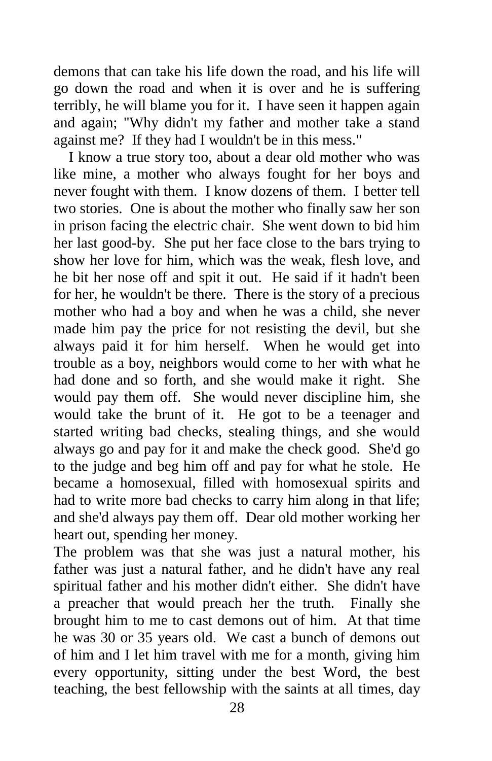demons that can take his life down the road, and his life will go down the road and when it is over and he is suffering terribly, he will blame you for it. I have seen it happen again and again; "Why didn't my father and mother take a stand against me? If they had I wouldn't be in this mess."

I know a true story too, about a dear old mother who was like mine, a mother who always fought for her boys and never fought with them. I know dozens of them. I better tell two stories. One is about the mother who finally saw her son in prison facing the electric chair. She went down to bid him her last good-by. She put her face close to the bars trying to show her love for him, which was the weak, flesh love, and he bit her nose off and spit it out. He said if it hadn't been for her, he wouldn't be there. There is the story of a precious mother who had a boy and when he was a child, she never made him pay the price for not resisting the devil, but she always paid it for him herself. When he would get into trouble as a boy, neighbors would come to her with what he had done and so forth, and she would make it right. She would pay them off. She would never discipline him, she would take the brunt of it. He got to be a teenager and started writing bad checks, stealing things, and she would always go and pay for it and make the check good. She'd go to the judge and beg him off and pay for what he stole. He became a homosexual, filled with homosexual spirits and had to write more bad checks to carry him along in that life; and she'd always pay them off. Dear old mother working her heart out, spending her money.

The problem was that she was just a natural mother, his father was just a natural father, and he didn't have any real spiritual father and his mother didn't either. She didn't have a preacher that would preach her the truth. Finally she brought him to me to cast demons out of him. At that time he was 30 or 35 years old. We cast a bunch of demons out of him and I let him travel with me for a month, giving him every opportunity, sitting under the best Word, the best teaching, the best fellowship with the saints at all times, day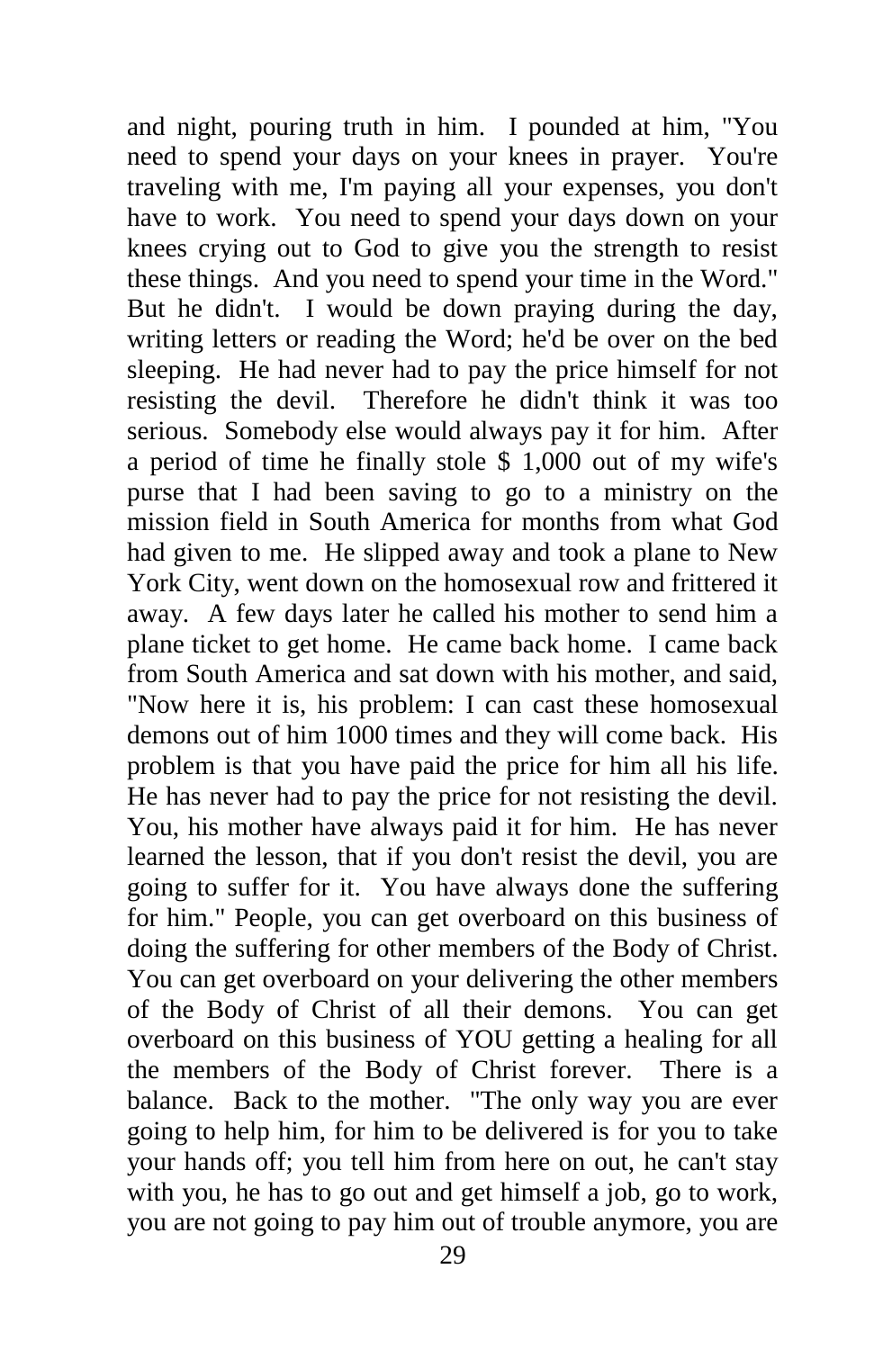and night, pouring truth in him. I pounded at him, "You need to spend your days on your knees in prayer. You're traveling with me, I'm paying all your expenses, you don't have to work. You need to spend your days down on your knees crying out to God to give you the strength to resist these things. And you need to spend your time in the Word." But he didn't. I would be down praying during the day, writing letters or reading the Word; he'd be over on the bed sleeping. He had never had to pay the price himself for not resisting the devil. Therefore he didn't think it was too serious. Somebody else would always pay it for him. After a period of time he finally stole $ 1,000 out of my wife's purse that I had been saving to go to a ministry on the mission field in South America for months from what God had given to me. He slipped away and took a plane to New York City, went down on the homosexual row and frittered it away. A few days later he called his mother to send him a plane ticket to get home. He came back home. I came back from South America and sat down with his mother, and said, "Now here it is, his problem: I can cast these homosexual demons out of him 1000 times and they will come back. His problem is that you have paid the price for him all his life. He has never had to pay the price for not resisting the devil. You, his mother have always paid it for him. He has never learned the lesson, that if you don't resist the devil, you are going to suffer for it. You have always done the suffering for him." People, you can get overboard on this business of doing the suffering for other members of the Body of Christ. You can get overboard on your delivering the other members of the Body of Christ of all their demons. You can get overboard on this business of YOU getting a healing for all the members of the Body of Christ forever. There is a balance. Back to the mother. "The only way you are ever going to help him, for him to be delivered is for you to take your hands off; you tell him from here on out, he can't stay with you, he has to go out and get himself a job, go to work, you are not going to pay him out of trouble anymore, you are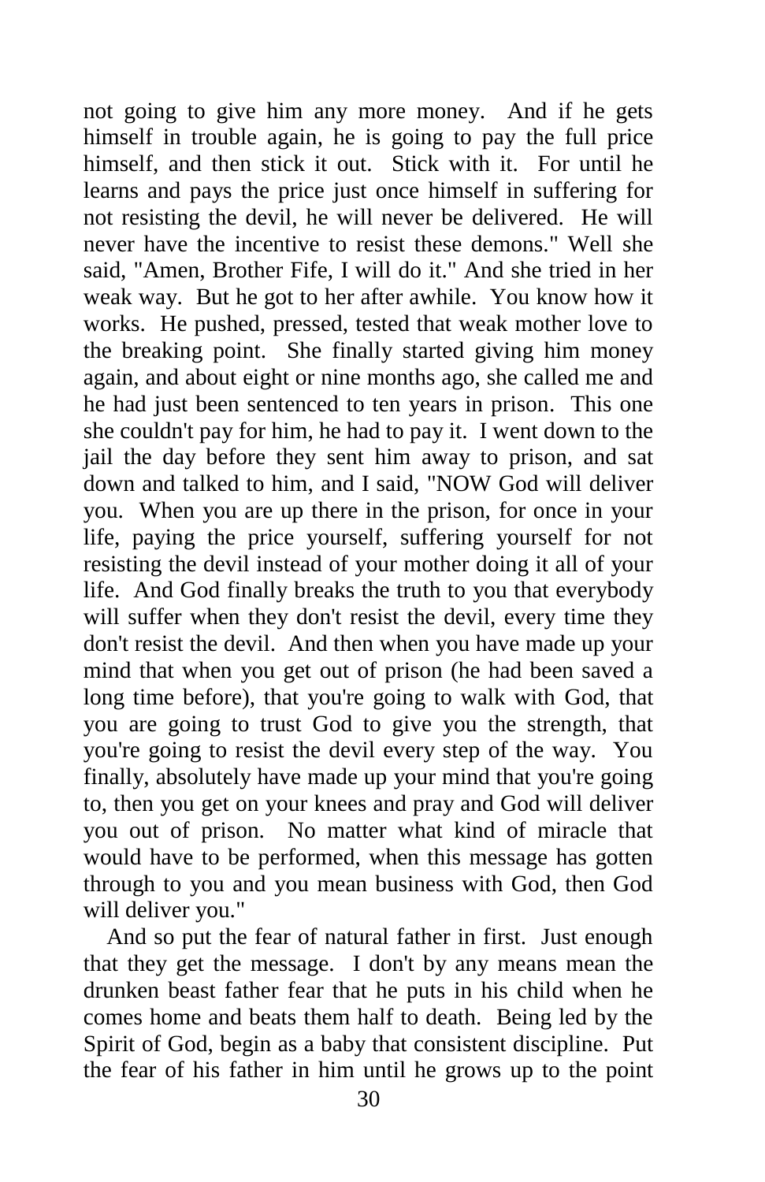not going to give him any more money. And if he gets himself in trouble again, he is going to pay the full price himself, and then stick it out. Stick with it. For until he learns and pays the price just once himself in suffering for not resisting the devil, he will never be delivered. He will never have the incentive to resist these demons." Well she said, "Amen, Brother Fife, I will do it." And she tried in her weak way. But he got to her after awhile. You know how it works. He pushed, pressed, tested that weak mother love to the breaking point. She finally started giving him money again, and about eight or nine months ago, she called me and he had just been sentenced to ten years in prison. This one she couldn't pay for him, he had to pay it. I went down to the jail the day before they sent him away to prison, and sat down and talked to him, and I said, "NOW God will deliver you. When you are up there in the prison, for once in your life, paying the price yourself, suffering yourself for not resisting the devil instead of your mother doing it all of your life. And God finally breaks the truth to you that everybody will suffer when they don't resist the devil, every time they don't resist the devil. And then when you have made up your mind that when you get out of prison (he had been saved a long time before), that you're going to walk with God, that you are going to trust God to give you the strength, that you're going to resist the devil every step of the way. You finally, absolutely have made up your mind that you're going to, then you get on your knees and pray and God will deliver you out of prison. No matter what kind of miracle that would have to be performed, when this message has gotten through to you and you mean business with God, then God will deliver you."

And so put the fear of natural father in first. Just enough that they get the message. I don't by any means mean the drunken beast father fear that he puts in his child when he comes home and beats them half to death. Being led by the Spirit of God, begin as a baby that consistent discipline. Put the fear of his father in him until he grows up to the point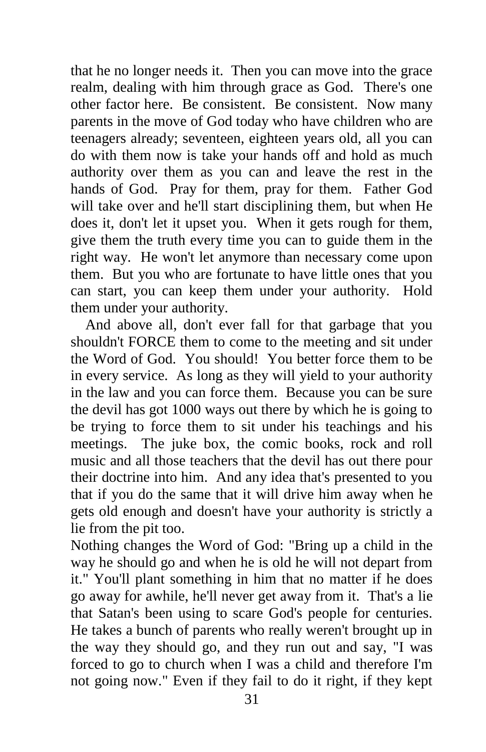that he no longer needs it. Then you can move into the grace realm, dealing with him through grace as God. There's one other factor here. Be consistent. Be consistent. Now many parents in the move of God today who have children who are teenagers already; seventeen, eighteen years old, all you can do with them now is take your hands off and hold as much authority over them as you can and leave the rest in the hands of God. Pray for them, pray for them. Father God will take over and he'll start disciplining them, but when He does it, don't let it upset you. When it gets rough for them, give them the truth every time you can to guide them in the right way. He won't let anymore than necessary come upon them. But you who are fortunate to have little ones that you can start, you can keep them under your authority. Hold them under your authority.

And above all, don't ever fall for that garbage that you shouldn't FORCE them to come to the meeting and sit under the Word of God. You should! You better force them to be in every service. As long as they will yield to your authority in the law and you can force them. Because you can be sure the devil has got 1000 ways out there by which he is going to be trying to force them to sit under his teachings and his meetings. The juke box, the comic books, rock and roll music and all those teachers that the devil has out there pour their doctrine into him. And any idea that's presented to you that if you do the same that it will drive him away when he gets old enough and doesn't have your authority is strictly a lie from the pit too.

Nothing changes the Word of God: "Bring up a child in the way he should go and when he is old he will not depart from it." You'll plant something in him that no matter if he does go away for awhile, he'll never get away from it. That's a lie that Satan's been using to scare God's people for centuries. He takes a bunch of parents who really weren't brought up in the way they should go, and they run out and say, "I was forced to go to church when I was a child and therefore I'm not going now." Even if they fail to do it right, if they kept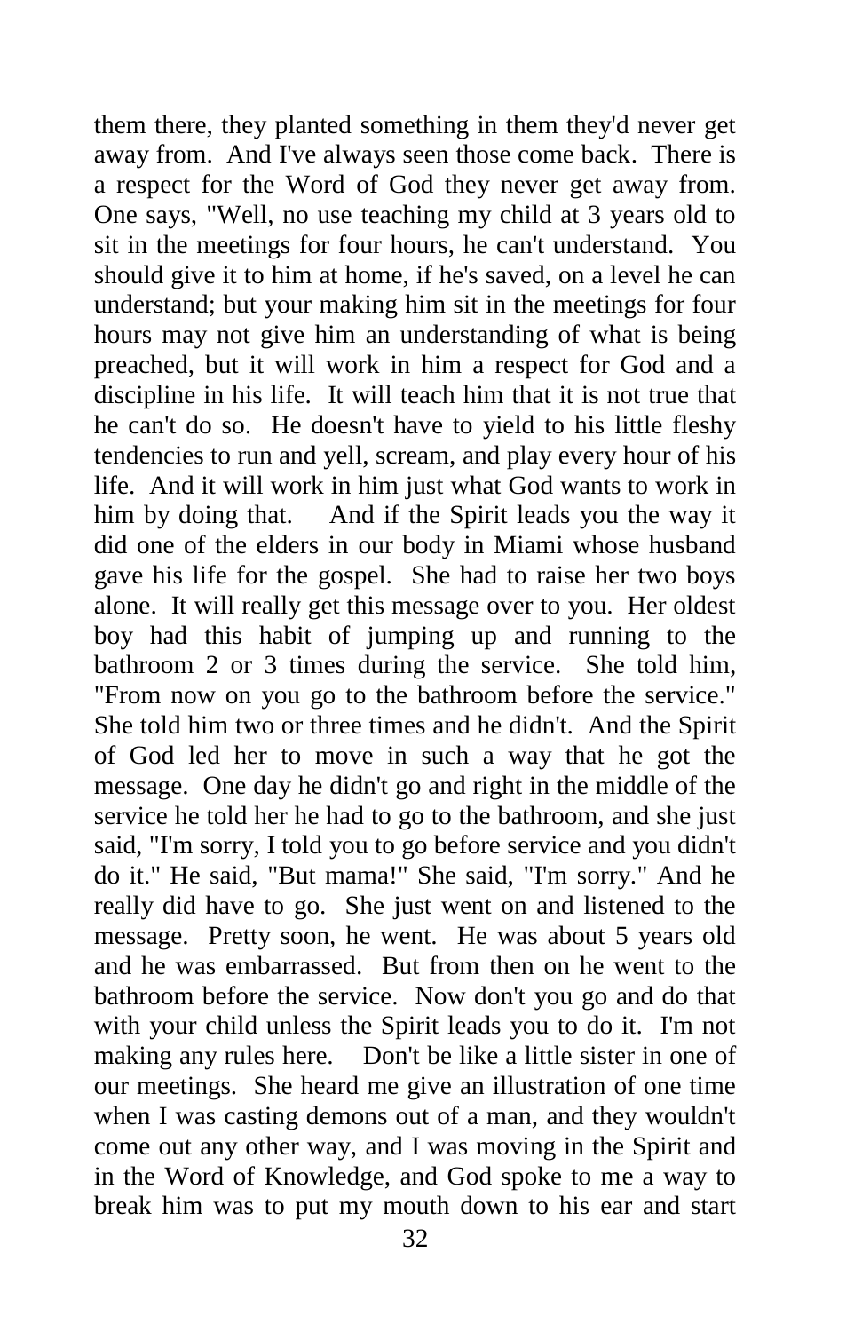them there, they planted something in them they'd never get away from. And I've always seen those come back. There is a respect for the Word of God they never get away from. One says, "Well, no use teaching my child at 3 years old to sit in the meetings for four hours, he can't understand. You should give it to him at home, if he's saved, on a level he can understand; but your making him sit in the meetings for four hours may not give him an understanding of what is being preached, but it will work in him a respect for God and a discipline in his life. It will teach him that it is not true that he can't do so. He doesn't have to yield to his little fleshy tendencies to run and yell, scream, and play every hour of his life. And it will work in him just what God wants to work in him by doing that. And if the Spirit leads you the way it did one of the elders in our body in Miami whose husband gave his life for the gospel. She had to raise her two boys alone. It will really get this message over to you. Her oldest boy had this habit of jumping up and running to the bathroom 2 or 3 times during the service. She told him, "From now on you go to the bathroom before the service." She told him two or three times and he didn't. And the Spirit of God led her to move in such a way that he got the message. One day he didn't go and right in the middle of the service he told her he had to go to the bathroom, and she just said, "I'm sorry, I told you to go before service and you didn't do it." He said, "But mama!" She said, "I'm sorry." And he really did have to go. She just went on and listened to the message. Pretty soon, he went. He was about 5 years old and he was embarrassed. But from then on he went to the bathroom before the service. Now don't you go and do that with your child unless the Spirit leads you to do it. I'm not making any rules here. Don't be like a little sister in one of our meetings. She heard me give an illustration of one time when I was casting demons out of a man, and they wouldn't come out any other way, and I was moving in the Spirit and in the Word of Knowledge, and God spoke to me a way to break him was to put my mouth down to his ear and start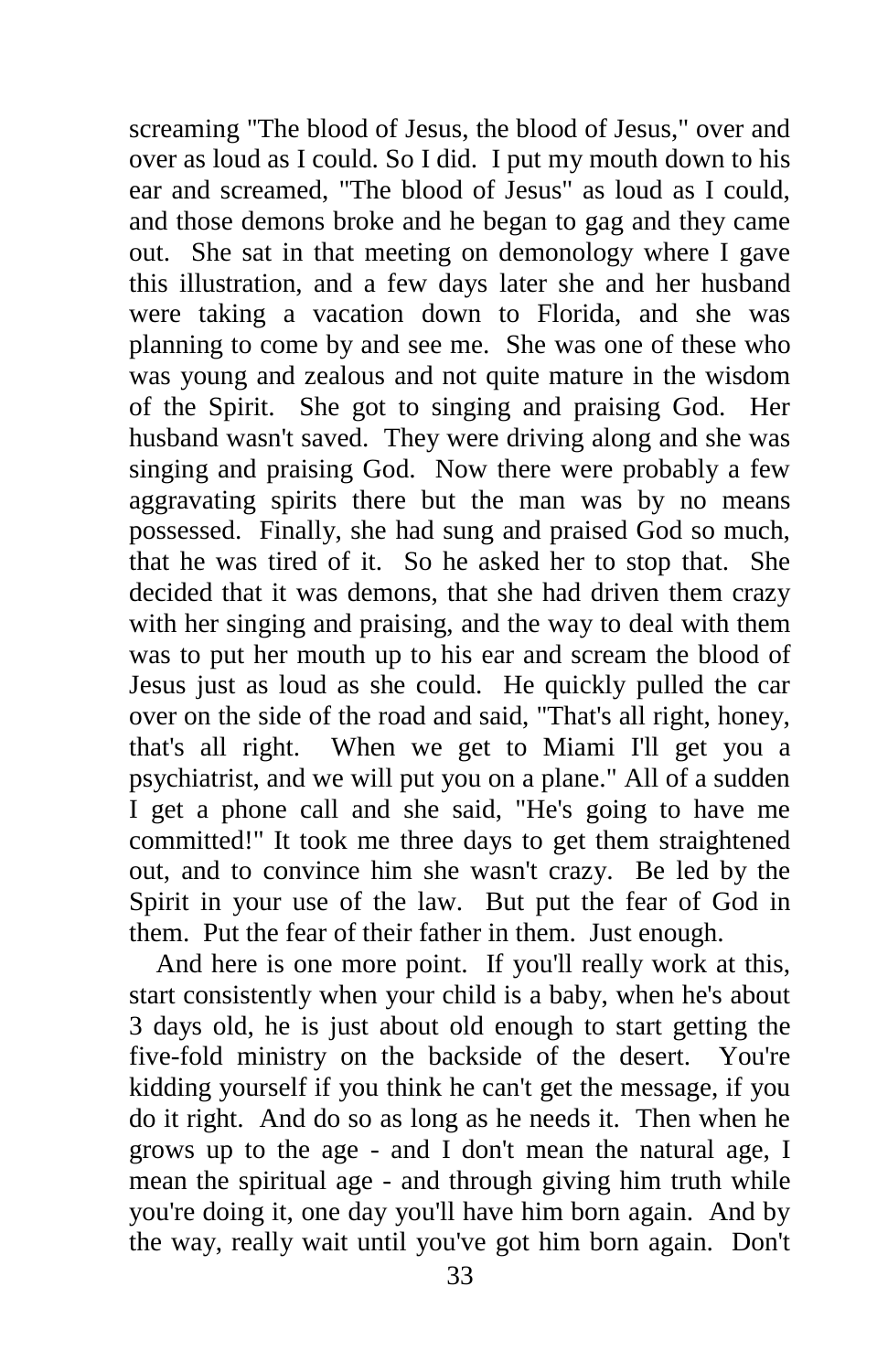screaming "The blood of Jesus, the blood of Jesus," over and over as loud as I could. So I did. I put my mouth down to his ear and screamed, "The blood of Jesus" as loud as I could, and those demons broke and he began to gag and they came out. She sat in that meeting on demonology where I gave this illustration, and a few days later she and her husband were taking a vacation down to Florida, and she was planning to come by and see me. She was one of these who was young and zealous and not quite mature in the wisdom of the Spirit. She got to singing and praising God. Her husband wasn't saved. They were driving along and she was singing and praising God. Now there were probably a few aggravating spirits there but the man was by no means possessed. Finally, she had sung and praised God so much, that he was tired of it. So he asked her to stop that. She decided that it was demons, that she had driven them crazy with her singing and praising, and the way to deal with them was to put her mouth up to his ear and scream the blood of Jesus just as loud as she could. He quickly pulled the car over on the side of the road and said, "That's all right, honey, that's all right. When we get to Miami I'll get you a psychiatrist, and we will put you on a plane." All of a sudden I get a phone call and she said, "He's going to have me committed!" It took me three days to get them straightened out, and to convince him she wasn't crazy. Be led by the Spirit in your use of the law. But put the fear of God in them. Put the fear of their father in them. Just enough.

And here is one more point. If you'll really work at this, start consistently when your child is a baby, when he's about 3 days old, he is just about old enough to start getting the five-fold ministry on the backside of the desert. You're kidding yourself if you think he can't get the message, if you do it right. And do so as long as he needs it. Then when he grows up to the age - and I don't mean the natural age, I mean the spiritual age - and through giving him truth while you're doing it, one day you'll have him born again. And by the way, really wait until you've got him born again. Don't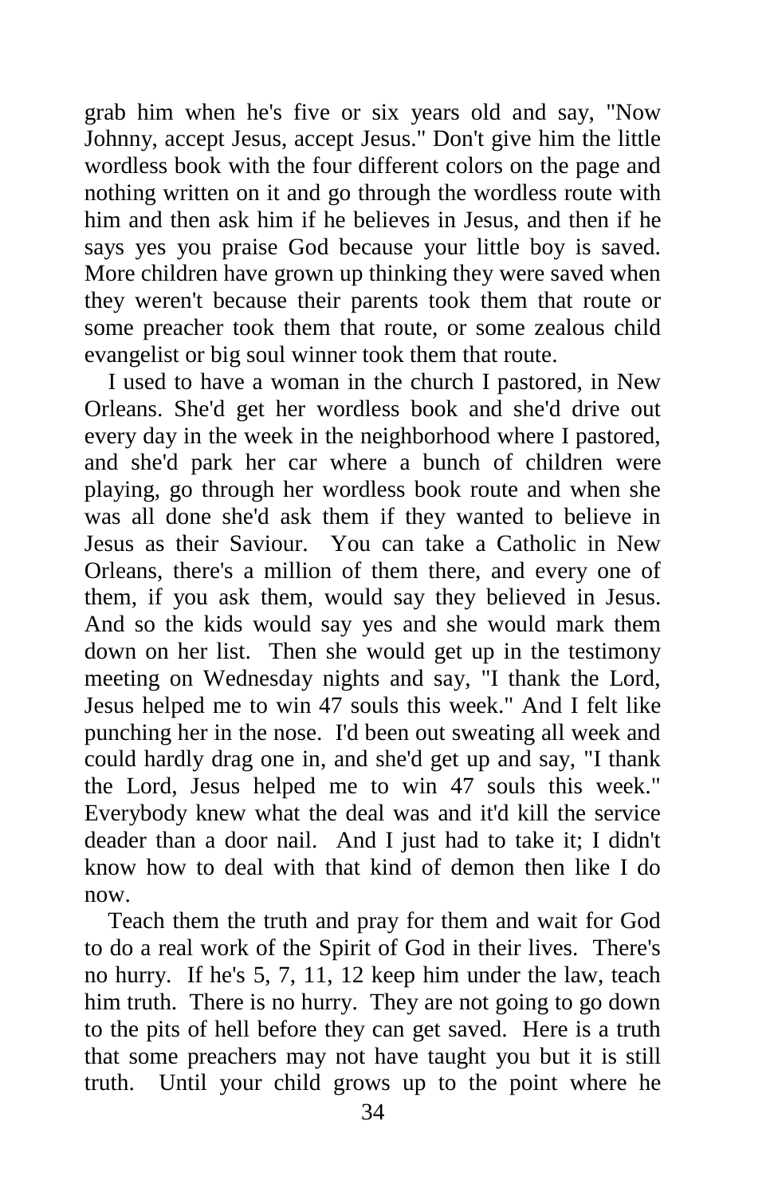grab him when he's five or six years old and say, "Now Johnny, accept Jesus, accept Jesus." Don't give him the little wordless book with the four different colors on the page and nothing written on it and go through the wordless route with him and then ask him if he believes in Jesus, and then if he says yes you praise God because your little boy is saved. More children have grown up thinking they were saved when they weren't because their parents took them that route or some preacher took them that route, or some zealous child evangelist or big soul winner took them that route.

I used to have a woman in the church I pastored, in New Orleans. She'd get her wordless book and she'd drive out every day in the week in the neighborhood where I pastored, and she'd park her car where a bunch of children were playing, go through her wordless book route and when she was all done she'd ask them if they wanted to believe in Jesus as their Saviour. You can take a Catholic in New Orleans, there's a million of them there, and every one of them, if you ask them, would say they believed in Jesus. And so the kids would say yes and she would mark them down on her list. Then she would get up in the testimony meeting on Wednesday nights and say, "I thank the Lord, Jesus helped me to win 47 souls this week." And I felt like punching her in the nose. I'd been out sweating all week and could hardly drag one in, and she'd get up and say, "I thank the Lord, Jesus helped me to win 47 souls this week." Everybody knew what the deal was and it'd kill the service deader than a door nail. And I just had to take it; I didn't know how to deal with that kind of demon then like I do now.

Teach them the truth and pray for them and wait for God to do a real work of the Spirit of God in their lives. There's no hurry. If he's 5, 7, 11, 12 keep him under the law, teach him truth. There is no hurry. They are not going to go down to the pits of hell before they can get saved. Here is a truth that some preachers may not have taught you but it is still truth. Until your child grows up to the point where he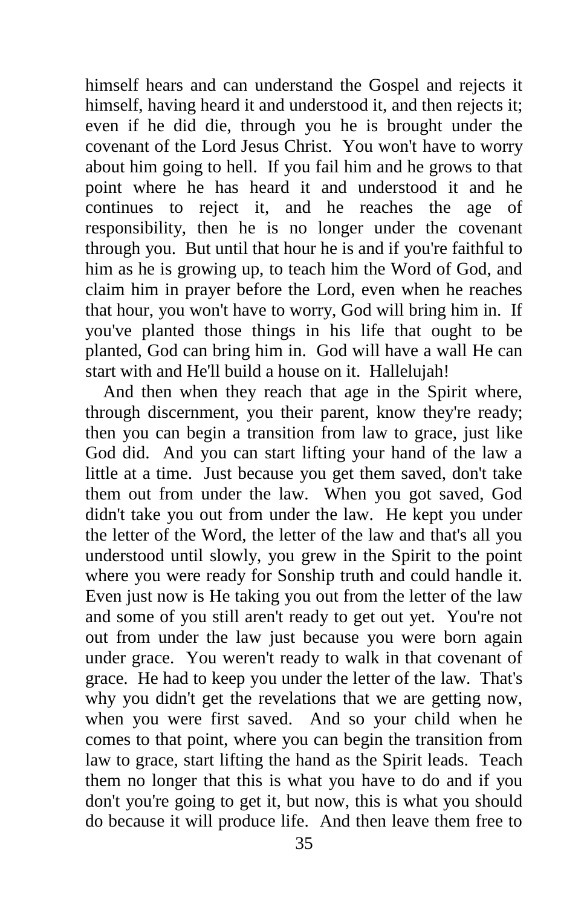himself hears and can understand the Gospel and rejects it himself, having heard it and understood it, and then rejects it; even if he did die, through you he is brought under the covenant of the Lord Jesus Christ. You won't have to worry about him going to hell. If you fail him and he grows to that point where he has heard it and understood it and he continues to reject it, and he reaches the age of responsibility, then he is no longer under the covenant through you. But until that hour he is and if you're faithful to him as he is growing up, to teach him the Word of God, and claim him in prayer before the Lord, even when he reaches that hour, you won't have to worry, God will bring him in. If you've planted those things in his life that ought to be planted, God can bring him in. God will have a wall He can start with and He'll build a house on it. Hallelujah!

And then when they reach that age in the Spirit where, through discernment, you their parent, know they're ready; then you can begin a transition from law to grace, just like God did. And you can start lifting your hand of the law a little at a time. Just because you get them saved, don't take them out from under the law. When you got saved, God didn't take you out from under the law. He kept you under the letter of the Word, the letter of the law and that's all you understood until slowly, you grew in the Spirit to the point where you were ready for Sonship truth and could handle it. Even just now is He taking you out from the letter of the law and some of you still aren't ready to get out yet. You're not out from under the law just because you were born again under grace. You weren't ready to walk in that covenant of grace. He had to keep you under the letter of the law. That's why you didn't get the revelations that we are getting now, when you were first saved. And so your child when he comes to that point, where you can begin the transition from law to grace, start lifting the hand as the Spirit leads. Teach them no longer that this is what you have to do and if you don't you're going to get it, but now, this is what you should do because it will produce life. And then leave them free to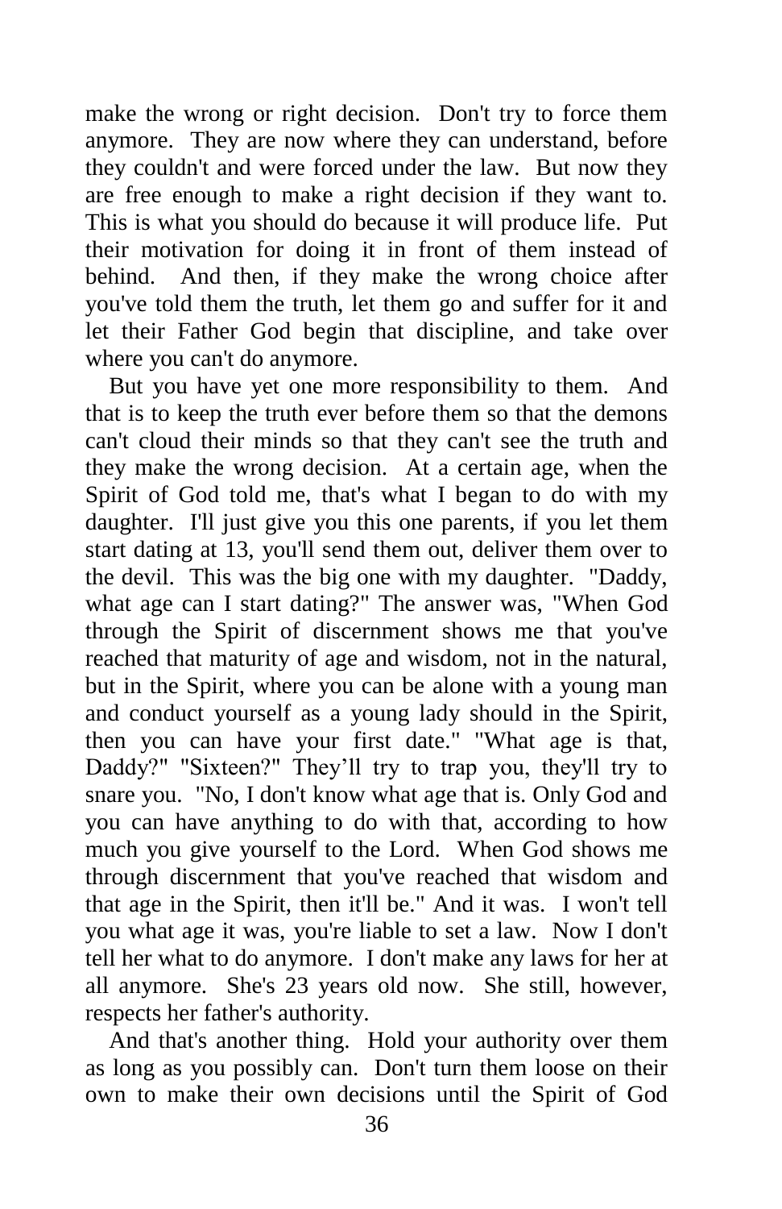make the wrong or right decision. Don't try to force them anymore. They are now where they can understand, before they couldn't and were forced under the law. But now they are free enough to make a right decision if they want to. This is what you should do because it will produce life. Put their motivation for doing it in front of them instead of behind. And then, if they make the wrong choice after you've told them the truth, let them go and suffer for it and let their Father God begin that discipline, and take over where you can't do anymore.

But you have yet one more responsibility to them. And that is to keep the truth ever before them so that the demons can't cloud their minds so that they can't see the truth and they make the wrong decision. At a certain age, when the Spirit of God told me, that's what I began to do with my daughter. I'll just give you this one parents, if you let them start dating at 13, you'll send them out, deliver them over to the devil. This was the big one with my daughter. "Daddy, what age can I start dating?" The answer was, "When God through the Spirit of discernment shows me that you've reached that maturity of age and wisdom, not in the natural, but in the Spirit, where you can be alone with a young man and conduct yourself as a young lady should in the Spirit, then you can have your first date." "What age is that, Daddy?" "Sixteen?" They'll try to trap you, they'll try to snare you. "No, I don't know what age that is. Only God and you can have anything to do with that, according to how much you give yourself to the Lord. When God shows me through discernment that you've reached that wisdom and that age in the Spirit, then it'll be." And it was. I won't tell you what age it was, you're liable to set a law. Now I don't tell her what to do anymore. I don't make any laws for her at all anymore. She's 23 years old now. She still, however, respects her father's authority.

And that's another thing. Hold your authority over them as long as you possibly can. Don't turn them loose on their own to make their own decisions until the Spirit of God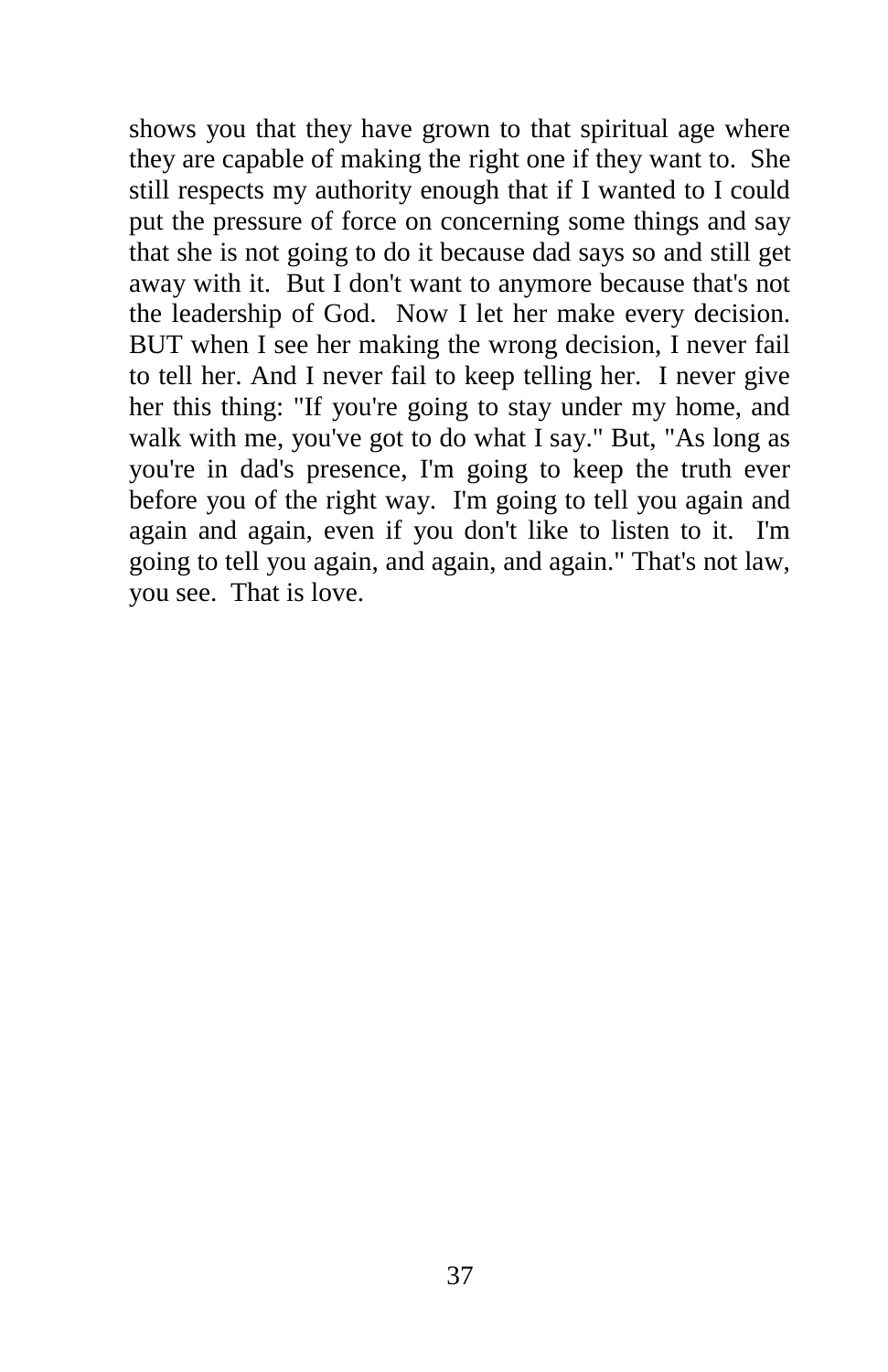shows you that they have grown to that spiritual age where they are capable of making the right one if they want to. She still respects my authority enough that if I wanted to I could put the pressure of force on concerning some things and say that she is not going to do it because dad says so and still get away with it. But I don't want to anymore because that's not the leadership of God. Now I let her make every decision. BUT when I see her making the wrong decision, I never fail to tell her. And I never fail to keep telling her. I never give her this thing: "If you're going to stay under my home, and walk with me, you've got to do what I say." But, "As long as you're in dad's presence, I'm going to keep the truth ever before you of the right way. I'm going to tell you again and again and again, even if you don't like to listen to it. I'm going to tell you again, and again, and again." That's not law, you see. That is love.